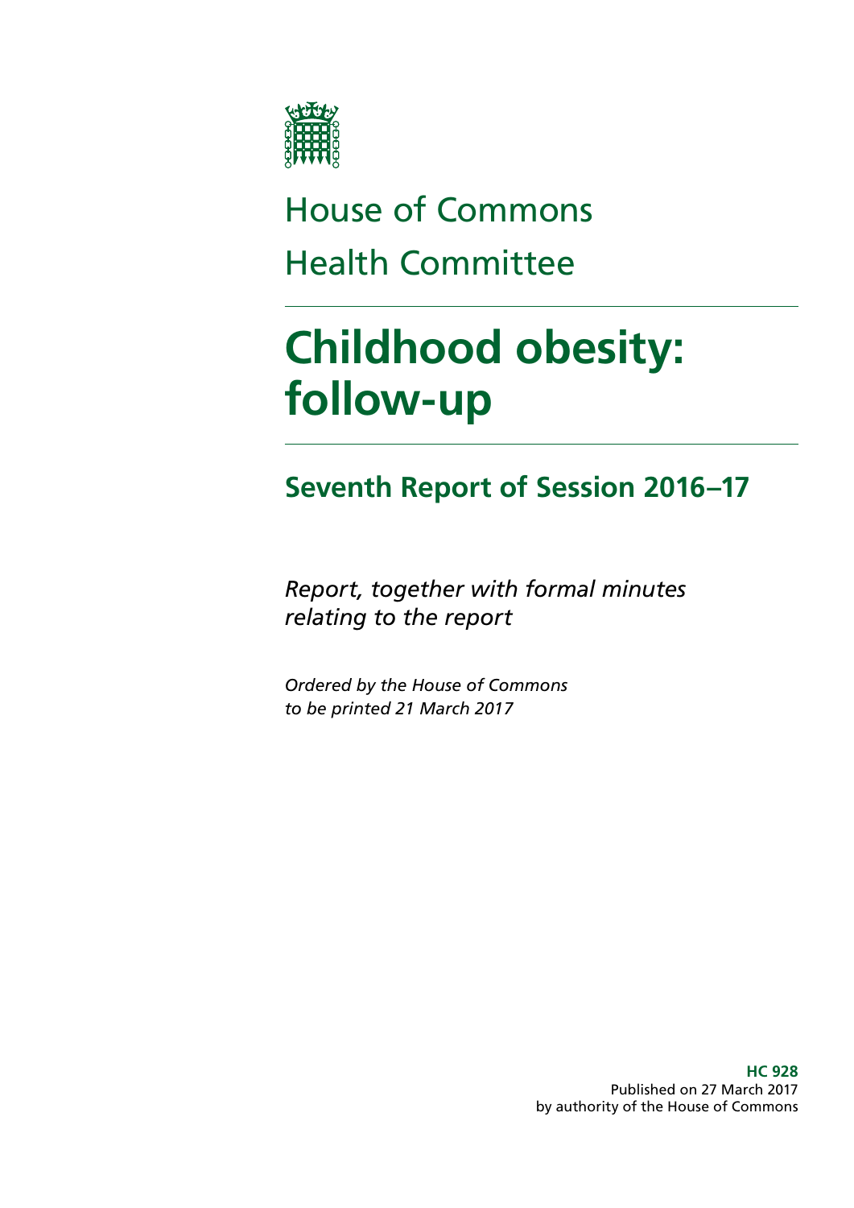House of Commons

Health Committee

# Childhood obesity: follow-up

## Seventh Report of Session 2016–17

*Report, together with formal minutes relating to the report*

*Ordered by the House of Commons to be printed 21 March 2017*

**HC 928**
Published on 27 March 2017
by authority of the House of Commons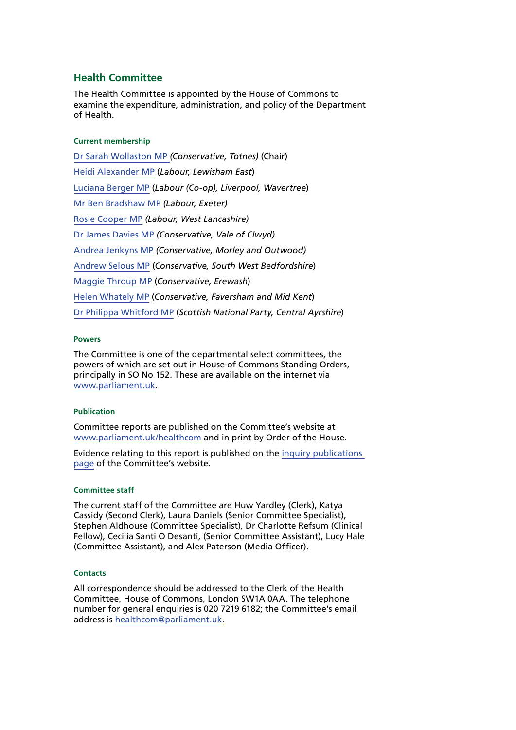## Health Committee

The Health Committee is appointed by the House of Commons to examine the expenditure, administration, and policy of the Department of Health.

#### Current membership

Dr Sarah Wollaston MP *(Conservative, Totnes)* (Chair)

Heidi Alexander MP (*Labour, Lewisham East*)

Luciana Berger MP (*Labour (Co-op), Liverpool, Wavertree*)

Mr Ben Bradshaw MP *(Labour, Exeter)*

Rosie Cooper MP *(Labour, West Lancashire)*

Dr James Davies MP *(Conservative, Vale of Clwyd)*

Andrea Jenkyns MP *(Conservative, Morley and Outwood)*

Andrew Selous MP (*Conservative, South West Bedfordshire*)

Maggie Throup MP (*Conservative, Erewash*)

Helen Whately MP (*Conservative, Faversham and Mid Kent*)

Dr Philippa Whitford MP (*Scottish National Party, Central Ayrshire*)

#### Powers

The Committee is one of the departmental select committees, the powers of which are set out in House of Commons Standing Orders, principally in SO No 152. These are available on the internet via www.parliament.uk.

#### Publication

Committee reports are published on the Committee's website at www.parliament.uk/healthcom and in print by Order of the House.

Evidence relating to this report is published on the inquiry publications page of the Committee's website.

#### Committee staff

The current staff of the Committee are Huw Yardley (Clerk), Katya Cassidy (Second Clerk), Laura Daniels (Senior Committee Specialist), Stephen Aldhouse (Committee Specialist), Dr Charlotte Refsum (Clinical Fellow), Cecilia Santi O Desanti, (Senior Committee Assistant), Lucy Hale (Committee Assistant), and Alex Paterson (Media Officer).

#### Contacts

All correspondence should be addressed to the Clerk of the Health Committee, House of Commons, London SW1A 0AA. The telephone number for general enquiries is 020 7219 6182; the Committee's email address is healthcom@parliament.uk.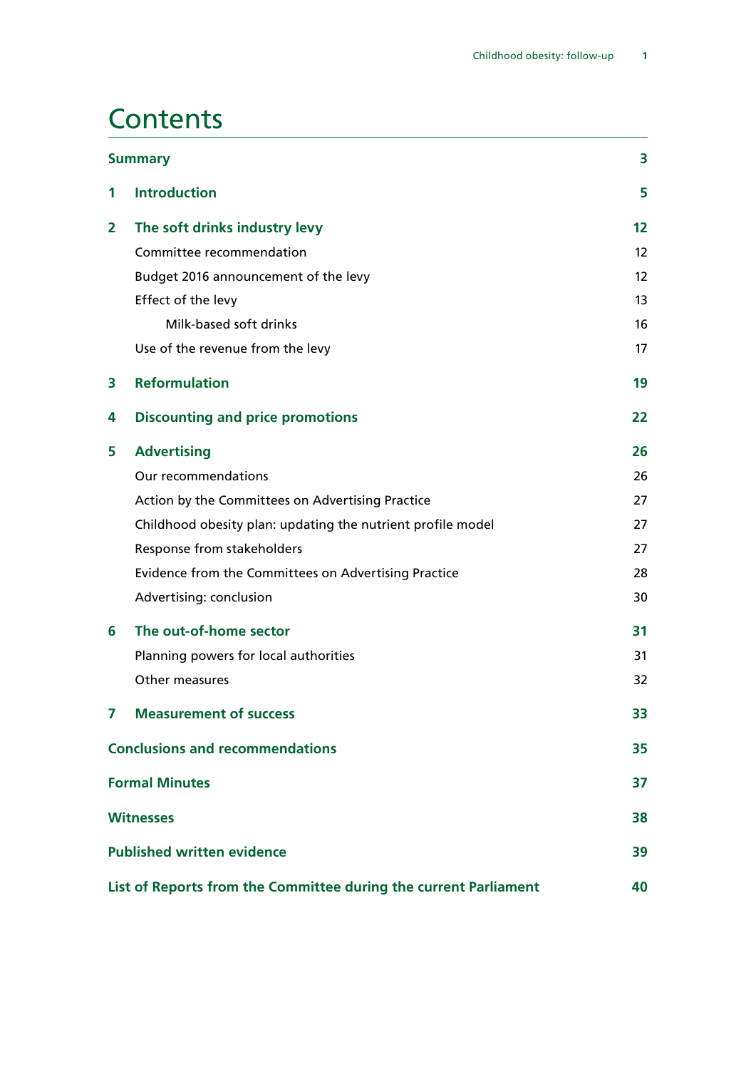# Contents

| | | |
|---|---|---|
| **Summary** | | **3** |
| **1** | **Introduction** | **5** |
| **2** | **The soft drinks industry levy** | **12** |
| | Committee recommendation | 12 |
| | Budget 2016 announcement of the levy | 12 |
| | Effect of the levy | 13 |
| | Milk-based soft drinks | 16 |
| | Use of the revenue from the levy | 17 |
| **3** | **Reformulation** | **19** |
| **4** | **Discounting and price promotions** | **22** |
| **5** | **Advertising** | **26** |
| | Our recommendations | 26 |
| | Action by the Committees on Advertising Practice | 27 |
| | Childhood obesity plan: updating the nutrient profile model | 27 |
| | Response from stakeholders | 27 |
| | Evidence from the Committees on Advertising Practice | 28 |
| | Advertising: conclusion | 30 |
| **6** | **The out-of-home sector** | **31** |
| | Planning powers for local authorities | 31 |
| | Other measures | 32 |
| **7** | **Measurement of success** | **33** |
| **Conclusions and recommendations** | | **35** |
| **Formal Minutes** | | **37** |
| **Witnesses** | | **38** |
| **Published written evidence** | | **39** |
| **List of Reports from the Committee during the current Parliament** | | **40** |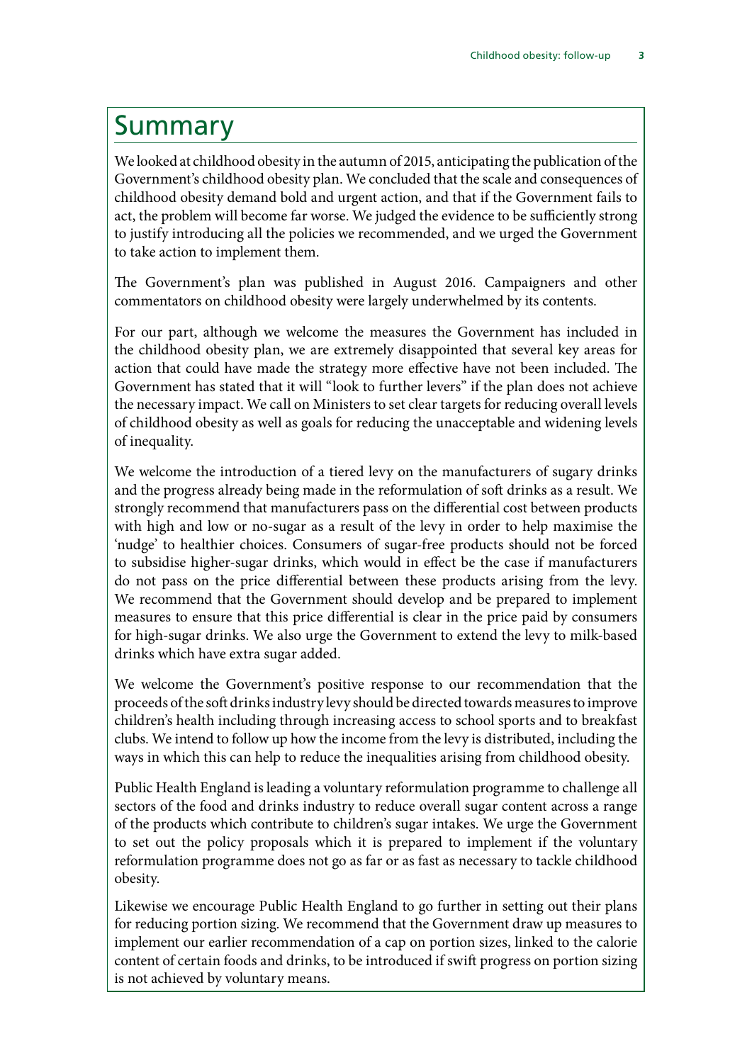# Summary

We looked at childhood obesity in the autumn of 2015, anticipating the publication of the Government's childhood obesity plan. We concluded that the scale and consequences of childhood obesity demand bold and urgent action, and that if the Government fails to act, the problem will become far worse. We judged the evidence to be sufficiently strong to justify introducing all the policies we recommended, and we urged the Government to take action to implement them.

The Government's plan was published in August 2016. Campaigners and other commentators on childhood obesity were largely underwhelmed by its contents.

For our part, although we welcome the measures the Government has included in the childhood obesity plan, we are extremely disappointed that several key areas for action that could have made the strategy more effective have not been included. The Government has stated that it will "look to further levers" if the plan does not achieve the necessary impact. We call on Ministers to set clear targets for reducing overall levels of childhood obesity as well as goals for reducing the unacceptable and widening levels of inequality.

We welcome the introduction of a tiered levy on the manufacturers of sugary drinks and the progress already being made in the reformulation of soft drinks as a result. We strongly recommend that manufacturers pass on the differential cost between products with high and low or no-sugar as a result of the levy in order to help maximise the 'nudge' to healthier choices. Consumers of sugar-free products should not be forced to subsidise higher-sugar drinks, which would in effect be the case if manufacturers do not pass on the price differential between these products arising from the levy. We recommend that the Government should develop and be prepared to implement measures to ensure that this price differential is clear in the price paid by consumers for high-sugar drinks. We also urge the Government to extend the levy to milk-based drinks which have extra sugar added.

We welcome the Government's positive response to our recommendation that the proceeds of the soft drinks industry levy should be directed towards measures to improve children's health including through increasing access to school sports and to breakfast clubs. We intend to follow up how the income from the levy is distributed, including the ways in which this can help to reduce the inequalities arising from childhood obesity.

Public Health England is leading a voluntary reformulation programme to challenge all sectors of the food and drinks industry to reduce overall sugar content across a range of the products which contribute to children's sugar intakes. We urge the Government to set out the policy proposals which it is prepared to implement if the voluntary reformulation programme does not go as far or as fast as necessary to tackle childhood obesity.

Likewise we encourage Public Health England to go further in setting out their plans for reducing portion sizing. We recommend that the Government draw up measures to implement our earlier recommendation of a cap on portion sizes, linked to the calorie content of certain foods and drinks, to be introduced if swift progress on portion sizing is not achieved by voluntary means.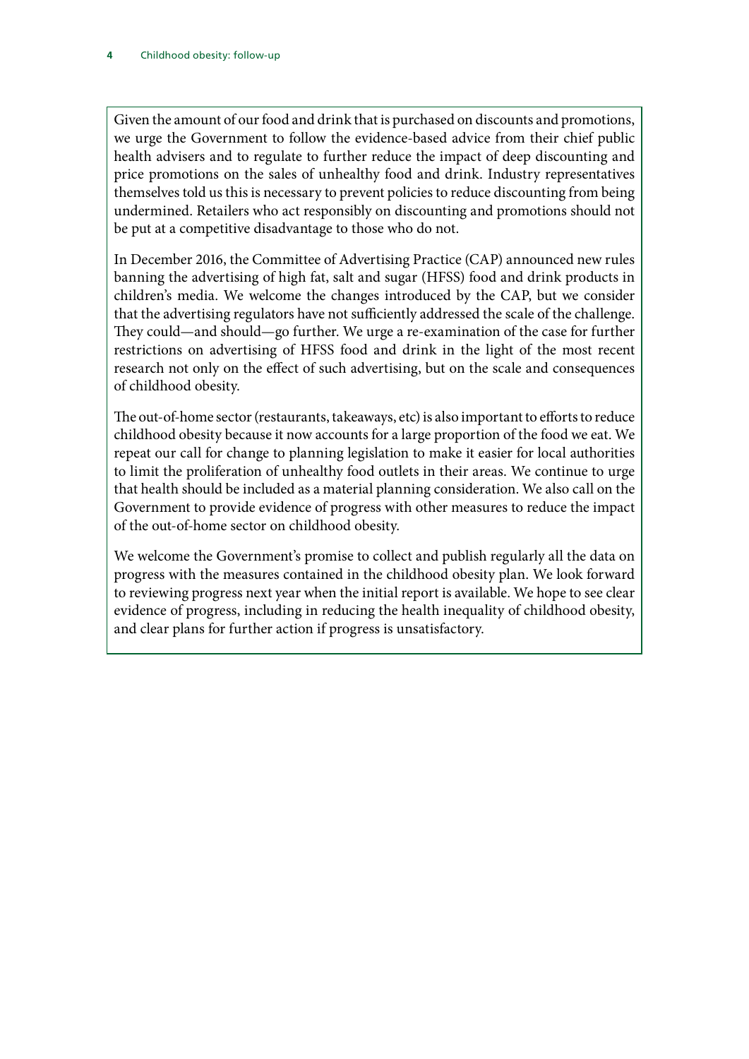Given the amount of our food and drink that is purchased on discounts and promotions, we urge the Government to follow the evidence-based advice from their chief public health advisers and to regulate to further reduce the impact of deep discounting and price promotions on the sales of unhealthy food and drink. Industry representatives themselves told us this is necessary to prevent policies to reduce discounting from being undermined. Retailers who act responsibly on discounting and promotions should not be put at a competitive disadvantage to those who do not.

In December 2016, the Committee of Advertising Practice (CAP) announced new rules banning the advertising of high fat, salt and sugar (HFSS) food and drink products in children's media. We welcome the changes introduced by the CAP, but we consider that the advertising regulators have not sufficiently addressed the scale of the challenge. They could—and should—go further. We urge a re-examination of the case for further restrictions on advertising of HFSS food and drink in the light of the most recent research not only on the effect of such advertising, but on the scale and consequences of childhood obesity.

The out-of-home sector (restaurants, takeaways, etc) is also important to efforts to reduce childhood obesity because it now accounts for a large proportion of the food we eat. We repeat our call for change to planning legislation to make it easier for local authorities to limit the proliferation of unhealthy food outlets in their areas. We continue to urge that health should be included as a material planning consideration. We also call on the Government to provide evidence of progress with other measures to reduce the impact of the out-of-home sector on childhood obesity.

We welcome the Government's promise to collect and publish regularly all the data on progress with the measures contained in the childhood obesity plan. We look forward to reviewing progress next year when the initial report is available. We hope to see clear evidence of progress, including in reducing the health inequality of childhood obesity, and clear plans for further action if progress is unsatisfactory.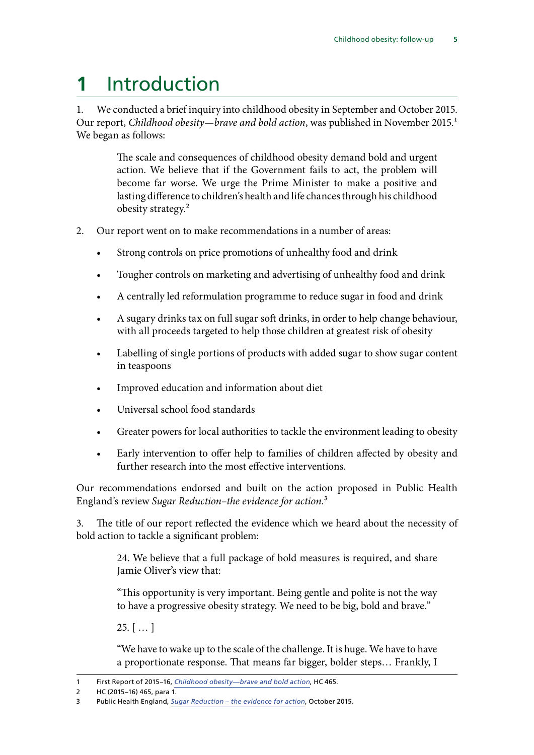# 1 Introduction

1. We conducted a brief inquiry into childhood obesity in September and October 2015. Our report, *Childhood obesity—brave and bold action*, was published in November 2015.[1] We began as follows:

> The scale and consequences of childhood obesity demand bold and urgent action. We believe that if the Government fails to act, the problem will become far worse. We urge the Prime Minister to make a positive and lasting difference to children's health and life chances through his childhood obesity strategy.[2]

2. Our report went on to make recommendations in a number of areas:

- Strong controls on price promotions of unhealthy food and drink
- Tougher controls on marketing and advertising of unhealthy food and drink
- A centrally led reformulation programme to reduce sugar in food and drink
- A sugary drinks tax on full sugar soft drinks, in order to help change behaviour, with all proceeds targeted to help those children at greatest risk of obesity
- Labelling of single portions of products with added sugar to show sugar content in teaspoons
- Improved education and information about diet
- Universal school food standards
- Greater powers for local authorities to tackle the environment leading to obesity
- Early intervention to offer help to families of children affected by obesity and further research into the most effective interventions.

Our recommendations endorsed and built on the action proposed in Public Health England's review *Sugar Reduction–the evidence for action*.[3]

3. The title of our report reflected the evidence which we heard about the necessity of bold action to tackle a significant problem:

> 24. We believe that a full package of bold measures is required, and share Jamie Oliver's view that:
>
> "This opportunity is very important. Being gentle and polite is not the way to have a progressive obesity strategy. We need to be big, bold and brave."
>
> 25. [ … ]
>
> "We have to wake up to the scale of the challenge. It is huge. We have to have a proportionate response. That means far bigger, bolder steps… Frankly, I

---

1 First Report of 2015–16, *Childhood obesity—brave and bold action*, HC 465.

2 HC (2015–16) 465, para 1.

3 Public Health England, *Sugar Reduction – the evidence for action*, October 2015.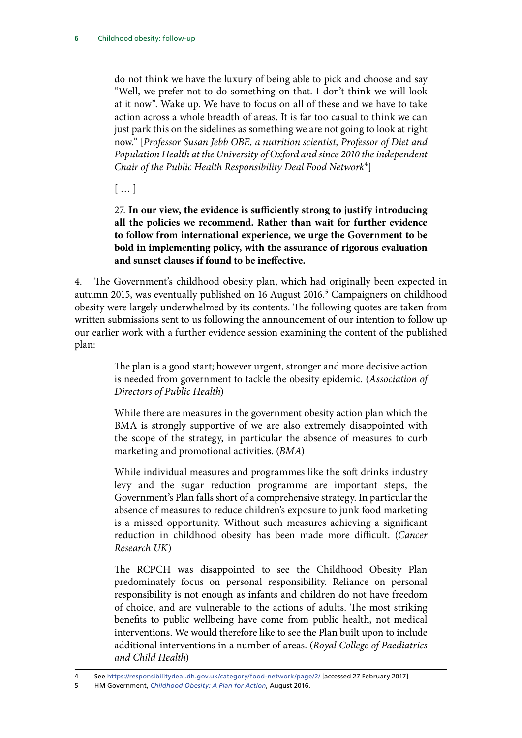> do not think we have the luxury of being able to pick and choose and say "Well, we prefer not to do something on that. I don't think we will look at it now". Wake up. We have to focus on all of these and we have to take action across a whole breadth of areas. It is far too casual to think we can just park this on the sidelines as something we are not going to look at right now." [*Professor Susan Jebb OBE, a nutrition scientist, Professor of Diet and Population Health at the University of Oxford and since 2010 the independent Chair of the Public Health Responsibility Deal Food Network*[4]]
>
> [ … ]
>
> 27. **In our view, the evidence is sufficiently strong to justify introducing all the policies we recommend. Rather than wait for further evidence to follow from international experience, we urge the Government to be bold in implementing policy, with the assurance of rigorous evaluation and sunset clauses if found to be ineffective.**

4. The Government's childhood obesity plan, which had originally been expected in autumn 2015, was eventually published on 16 August 2016.[5] Campaigners on childhood obesity were largely underwhelmed by its contents. The following quotes are taken from written submissions sent to us following the announcement of our intention to follow up our earlier work with a further evidence session examining the content of the published plan:

> The plan is a good start; however urgent, stronger and more decisive action is needed from government to tackle the obesity epidemic. (*Association of Directors of Public Health*)
>
> While there are measures in the government obesity action plan which the BMA is strongly supportive of we are also extremely disappointed with the scope of the strategy, in particular the absence of measures to curb marketing and promotional activities. (*BMA*)
>
> While individual measures and programmes like the soft drinks industry levy and the sugar reduction programme are important steps, the Government's Plan falls short of a comprehensive strategy. In particular the absence of measures to reduce children's exposure to junk food marketing is a missed opportunity. Without such measures achieving a significant reduction in childhood obesity has been made more difficult. (*Cancer Research UK*)
>
> The RCPCH was disappointed to see the Childhood Obesity Plan predominately focus on personal responsibility. Reliance on personal responsibility is not enough as infants and children do not have freedom of choice, and are vulnerable to the actions of adults. The most striking benefits to public wellbeing have come from public health, not medical interventions. We would therefore like to see the Plan built upon to include additional interventions in a number of areas. (*Royal College of Paediatrics and Child Health*)

---

4 See https://responsibilitydeal.dh.gov.uk/category/food-network/page/2/ [accessed 27 February 2017]

5 HM Government, *Childhood Obesity: A Plan for Action*, August 2016.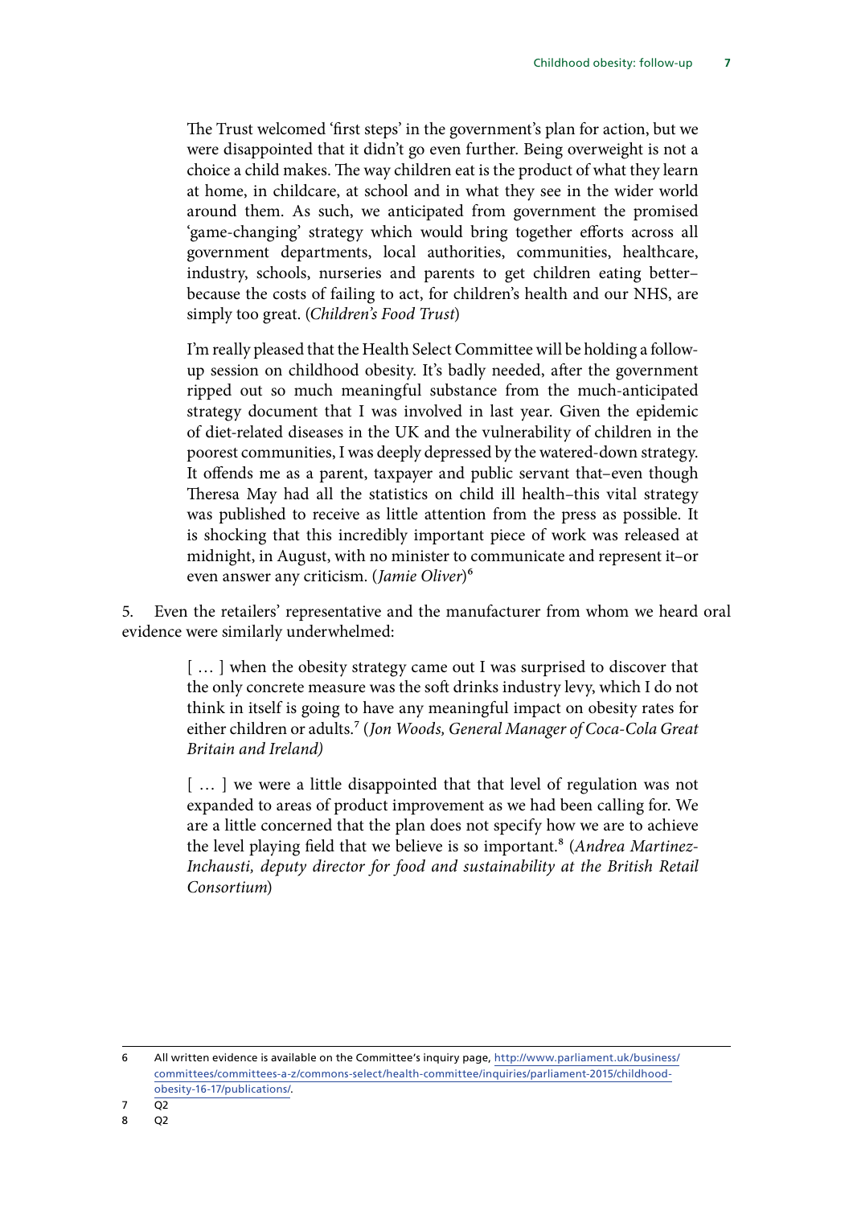> The Trust welcomed 'first steps' in the government's plan for action, but we were disappointed that it didn't go even further. Being overweight is not a choice a child makes. The way children eat is the product of what they learn at home, in childcare, at school and in what they see in the wider world around them. As such, we anticipated from government the promised 'game-changing' strategy which would bring together efforts across all government departments, local authorities, communities, healthcare, industry, schools, nurseries and parents to get children eating better–because the costs of failing to act, for children's health and our NHS, are simply too great. (*Children's Food Trust*)

> I'm really pleased that the Health Select Committee will be holding a follow-up session on childhood obesity. It's badly needed, after the government ripped out so much meaningful substance from the much-anticipated strategy document that I was involved in last year. Given the epidemic of diet-related diseases in the UK and the vulnerability of children in the poorest communities, I was deeply depressed by the watered-down strategy. It offends me as a parent, taxpayer and public servant that–even though Theresa May had all the statistics on child ill health–this vital strategy was published to receive as little attention from the press as possible. It is shocking that this incredibly important piece of work was released at midnight, in August, with no minister to communicate and represent it–or even answer any criticism. (*Jamie Oliver*)[6]

5. Even the retailers' representative and the manufacturer from whom we heard oral evidence were similarly underwhelmed:

> [ … ] when the obesity strategy came out I was surprised to discover that the only concrete measure was the soft drinks industry levy, which I do not think in itself is going to have any meaningful impact on obesity rates for either children or adults.[7] (*Jon Woods, General Manager of Coca-Cola Great Britain and Ireland*)

> [ … ] we were a little disappointed that that level of regulation was not expanded to areas of product improvement as we had been calling for. We are a little concerned that the plan does not specify how we are to achieve the level playing field that we believe is so important.[8] (*Andrea Martinez-Inchausti, deputy director for food and sustainability at the British Retail Consortium*)

---

6 All written evidence is available on the Committee's inquiry page, http://www.parliament.uk/business/committees/committees-a-z/commons-select/health-committee/inquiries/parliament-2015/childhood-obesity-16-17/publications/.

7 Q2

8 Q2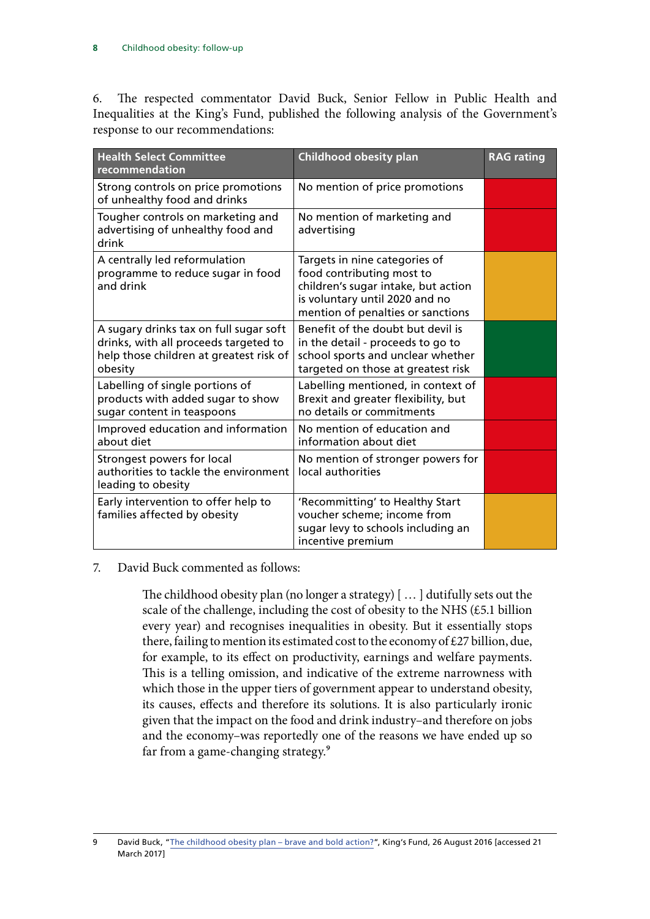6. The respected commentator David Buck, Senior Fellow in Public Health and Inequalities at the King's Fund, published the following analysis of the Government's response to our recommendations:

| Health Select Committee recommendation | Childhood obesity plan | RAG rating |
|---|---|---|
| Strong controls on price promotions of unhealthy food and drinks | No mention of price promotions | Red |
| Tougher controls on marketing and advertising of unhealthy food and drink | No mention of marketing and advertising | Red |
| A centrally led reformulation programme to reduce sugar in food and drink | Targets in nine categories of food contributing most to children's sugar intake, but action is voluntary until 2020 and no mention of penalties or sanctions | Amber |
| A sugary drinks tax on full sugar soft drinks, with all proceeds targeted to help those children at greatest risk of obesity | Benefit of the doubt but devil is in the detail - proceeds to go to school sports and unclear whether targeted on those at greatest risk | Green |
| Labelling of single portions of products with added sugar to show sugar content in teaspoons | Labelling mentioned, in context of Brexit and greater flexibility, but no details or commitments | Red |
| Improved education and information about diet | No mention of education and information about diet | Red |
| Strongest powers for local authorities to tackle the environment leading to obesity | No mention of stronger powers for local authorities | Red |
| Early intervention to offer help to families affected by obesity | 'Recommitting' to Healthy Start voucher scheme; income from sugar levy to schools including an incentive premium | Amber |

7. David Buck commented as follows:

> The childhood obesity plan (no longer a strategy) [ … ] dutifully sets out the scale of the challenge, including the cost of obesity to the NHS (£5.1 billion every year) and recognises inequalities in obesity. But it essentially stops there, failing to mention its estimated cost to the economy of £27 billion, due, for example, to its effect on productivity, earnings and welfare payments. This is a telling omission, and indicative of the extreme narrowness with which those in the upper tiers of government appear to understand obesity, its causes, effects and therefore its solutions. It is also particularly ironic given that the impact on the food and drink industry–and therefore on jobs and the economy–was reportedly one of the reasons we have ended up so far from a game-changing strategy.[9]

9 David Buck, "The childhood obesity plan – brave and bold action?", King's Fund, 26 August 2016 [accessed 21 March 2017]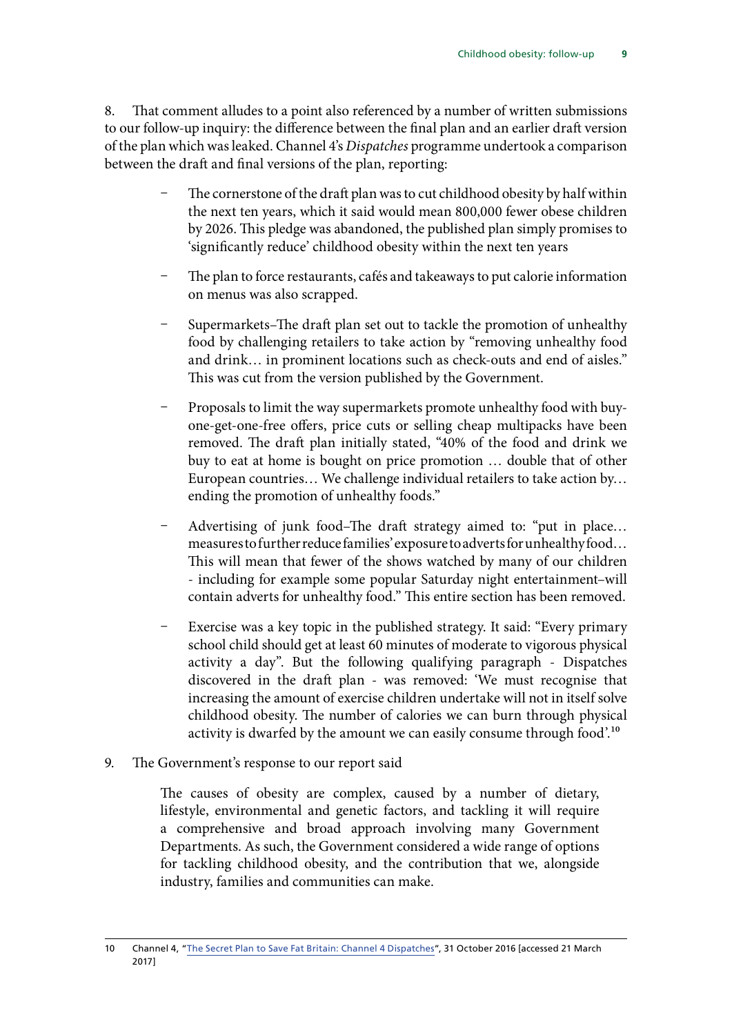8. That comment alludes to a point also referenced by a number of written submissions to our follow-up inquiry: the difference between the final plan and an earlier draft version of the plan which was leaked. Channel 4's *Dispatches* programme undertook a comparison between the draft and final versions of the plan, reporting:

- The cornerstone of the draft plan was to cut childhood obesity by half within the next ten years, which it said would mean 800,000 fewer obese children by 2026. This pledge was abandoned, the published plan simply promises to 'significantly reduce' childhood obesity within the next ten years
- The plan to force restaurants, cafés and takeaways to put calorie information on menus was also scrapped.
- Supermarkets–The draft plan set out to tackle the promotion of unhealthy food by challenging retailers to take action by "removing unhealthy food and drink… in prominent locations such as check-outs and end of aisles." This was cut from the version published by the Government.
- Proposals to limit the way supermarkets promote unhealthy food with buy-one-get-one-free offers, price cuts or selling cheap multipacks have been removed. The draft plan initially stated, "40% of the food and drink we buy to eat at home is bought on price promotion … double that of other European countries… We challenge individual retailers to take action by… ending the promotion of unhealthy foods."
- Advertising of junk food–The draft strategy aimed to: "put in place… measures to further reduce families' exposure to adverts for unhealthy food… This will mean that fewer of the shows watched by many of our children - including for example some popular Saturday night entertainment–will contain adverts for unhealthy food." This entire section has been removed.
- Exercise was a key topic in the published strategy. It said: "Every primary school child should get at least 60 minutes of moderate to vigorous physical activity a day". But the following qualifying paragraph - Dispatches discovered in the draft plan - was removed: 'We must recognise that increasing the amount of exercise children undertake will not in itself solve childhood obesity. The number of calories we can burn through physical activity is dwarfed by the amount we can easily consume through food'.[10]

9. The Government's response to our report said

> The causes of obesity are complex, caused by a number of dietary, lifestyle, environmental and genetic factors, and tackling it will require a comprehensive and broad approach involving many Government Departments. As such, the Government considered a wide range of options for tackling childhood obesity, and the contribution that we, alongside industry, families and communities can make.

10 Channel 4, "The Secret Plan to Save Fat Britain: Channel 4 Dispatches", 31 October 2016 [accessed 21 March 2017]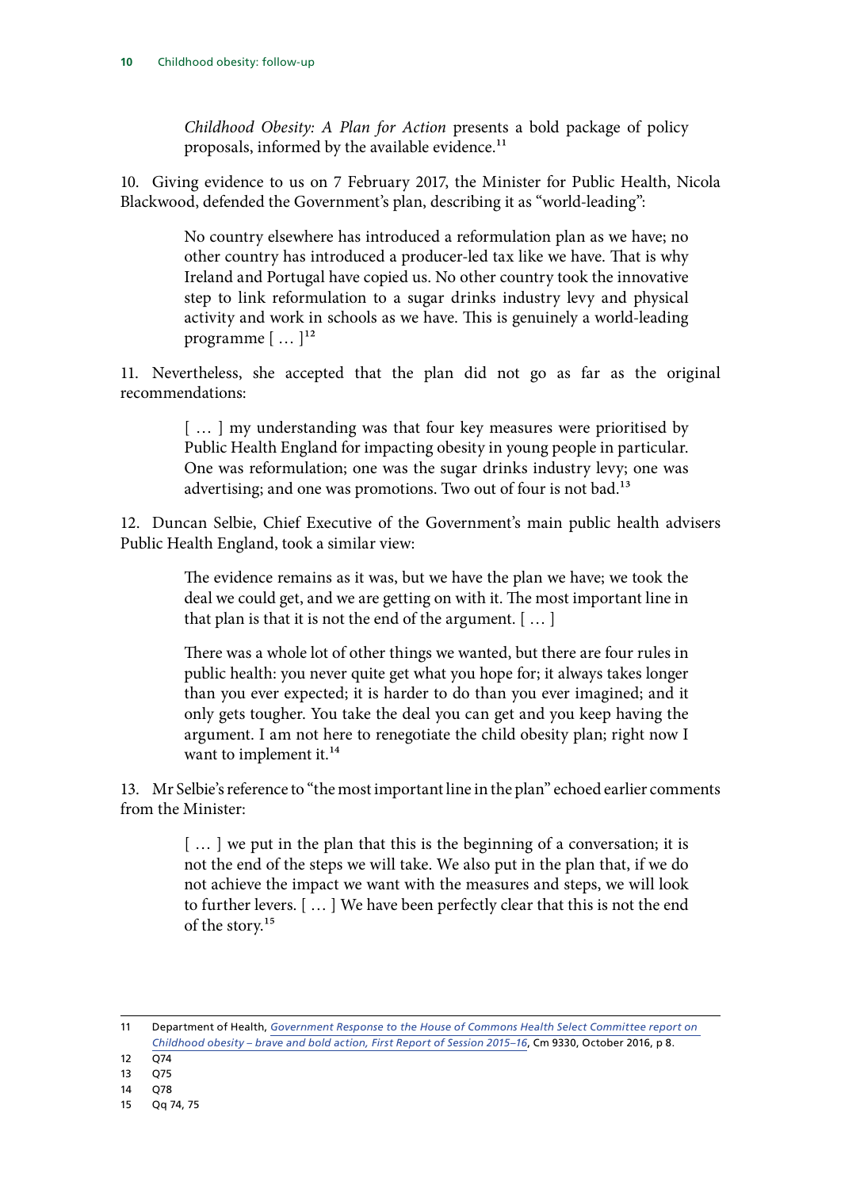> *Childhood Obesity: A Plan for Action* presents a bold package of policy proposals, informed by the available evidence.[11]

10. Giving evidence to us on 7 February 2017, the Minister for Public Health, Nicola Blackwood, defended the Government's plan, describing it as "world-leading":

> No country elsewhere has introduced a reformulation plan as we have; no other country has introduced a producer-led tax like we have. That is why Ireland and Portugal have copied us. No other country took the innovative step to link reformulation to a sugar drinks industry levy and physical activity and work in schools as we have. This is genuinely a world-leading programme [ … ][12]

11. Nevertheless, she accepted that the plan did not go as far as the original recommendations:

> [ … ] my understanding was that four key measures were prioritised by Public Health England for impacting obesity in young people in particular. One was reformulation; one was the sugar drinks industry levy; one was advertising; and one was promotions. Two out of four is not bad.[13]

12. Duncan Selbie, Chief Executive of the Government's main public health advisers Public Health England, took a similar view:

> The evidence remains as it was, but we have the plan we have; we took the deal we could get, and we are getting on with it. The most important line in that plan is that it is not the end of the argument. [ … ]
>
> There was a whole lot of other things we wanted, but there are four rules in public health: you never quite get what you hope for; it always takes longer than you ever expected; it is harder to do than you ever imagined; and it only gets tougher. You take the deal you can get and you keep having the argument. I am not here to renegotiate the child obesity plan; right now I want to implement it.[14]

13. Mr Selbie's reference to "the most important line in the plan" echoed earlier comments from the Minister:

> [ … ] we put in the plan that this is the beginning of a conversation; it is not the end of the steps we will take. We also put in the plan that, if we do not achieve the impact we want with the measures and steps, we will look to further levers. [ … ] We have been perfectly clear that this is not the end of the story.[15]

---

11 Department of Health, *Government Response to the House of Commons Health Select Committee report on Childhood obesity – brave and bold action, First Report of Session 2015–16*, Cm 9330, October 2016, p 8.

12 Q74

13 Q75

14 Q78

15 Qq 74, 75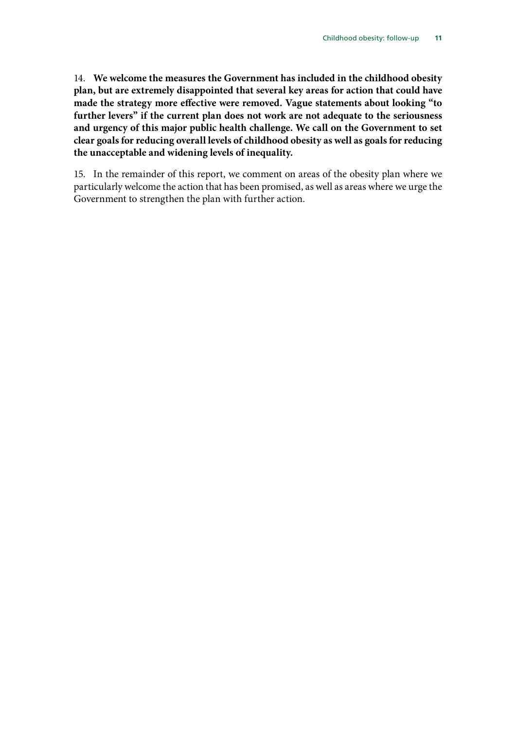14. **We welcome the measures the Government has included in the childhood obesity plan, but are extremely disappointed that several key areas for action that could have made the strategy more effective were removed. Vague statements about looking "to further levers" if the current plan does not work are not adequate to the seriousness and urgency of this major public health challenge. We call on the Government to set clear goals for reducing overall levels of childhood obesity as well as goals for reducing the unacceptable and widening levels of inequality.**

15. In the remainder of this report, we comment on areas of the obesity plan where we particularly welcome the action that has been promised, as well as areas where we urge the Government to strengthen the plan with further action.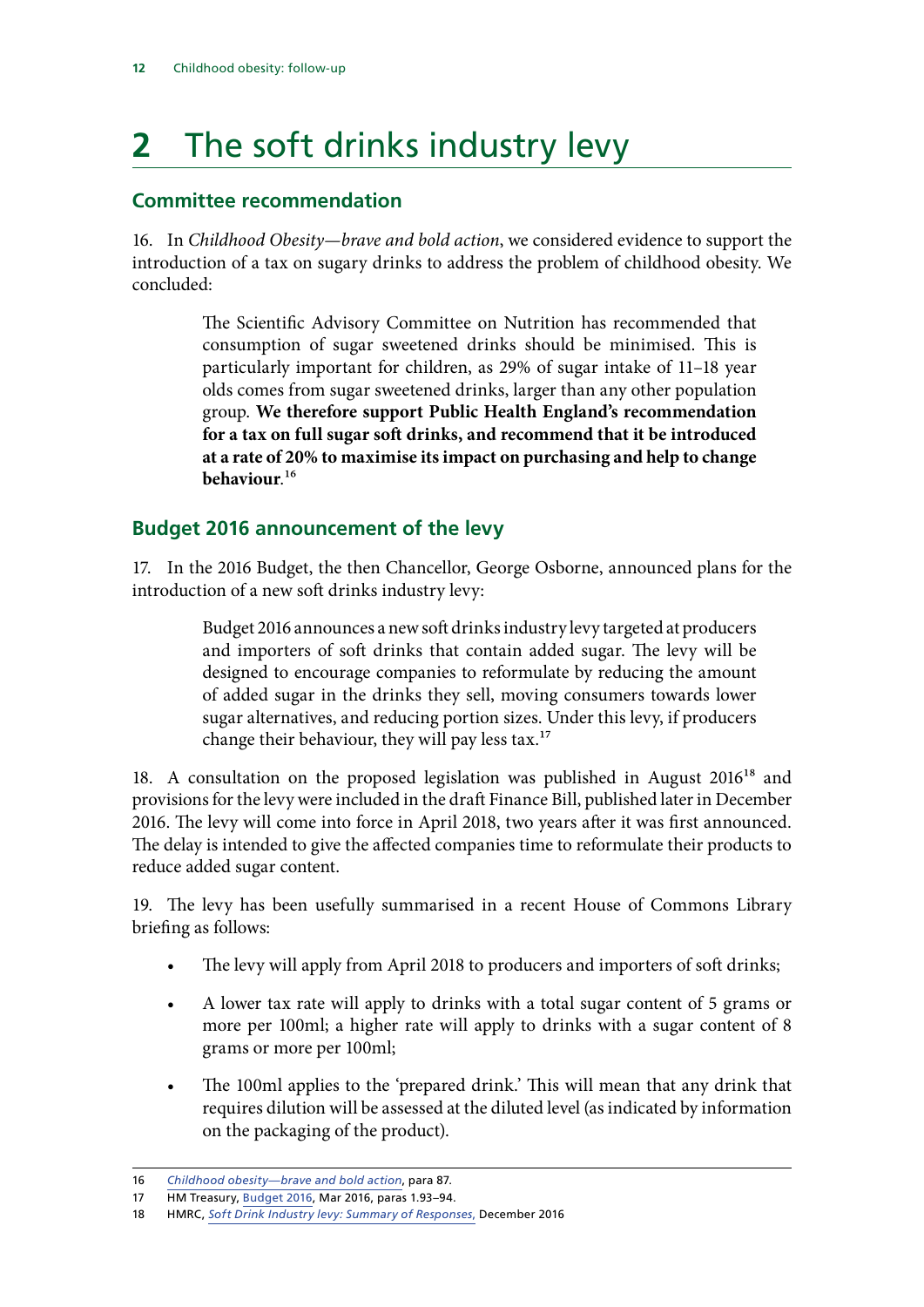# 2 The soft drinks industry levy

## Committee recommendation

16. In *Childhood Obesity—brave and bold action*, we considered evidence to support the introduction of a tax on sugary drinks to address the problem of childhood obesity. We concluded:

> The Scientific Advisory Committee on Nutrition has recommended that consumption of sugar sweetened drinks should be minimised. This is particularly important for children, as 29% of sugar intake of 11–18 year olds comes from sugar sweetened drinks, larger than any other population group. **We therefore support Public Health England's recommendation for a tax on full sugar soft drinks, and recommend that it be introduced at a rate of 20% to maximise its impact on purchasing and help to change behaviour**.[16]

## Budget 2016 announcement of the levy

17. In the 2016 Budget, the then Chancellor, George Osborne, announced plans for the introduction of a new soft drinks industry levy:

> Budget 2016 announces a new soft drinks industry levy targeted at producers and importers of soft drinks that contain added sugar. The levy will be designed to encourage companies to reformulate by reducing the amount of added sugar in the drinks they sell, moving consumers towards lower sugar alternatives, and reducing portion sizes. Under this levy, if producers change their behaviour, they will pay less tax.[17]

18. A consultation on the proposed legislation was published in August 2016[18] and provisions for the levy were included in the draft Finance Bill, published later in December 2016. The levy will come into force in April 2018, two years after it was first announced. The delay is intended to give the affected companies time to reformulate their products to reduce added sugar content.

19. The levy has been usefully summarised in a recent House of Commons Library briefing as follows:

- The levy will apply from April 2018 to producers and importers of soft drinks;
- A lower tax rate will apply to drinks with a total sugar content of 5 grams or more per 100ml; a higher rate will apply to drinks with a sugar content of 8 grams or more per 100ml;
- The 100ml applies to the 'prepared drink.' This will mean that any drink that requires dilution will be assessed at the diluted level (as indicated by information on the packaging of the product).

---

16 *Childhood obesity—brave and bold action*, para 87.

17 HM Treasury, Budget 2016, Mar 2016, paras 1.93–94.

18 HMRC, *Soft Drink Industry levy: Summary of Responses*, December 2016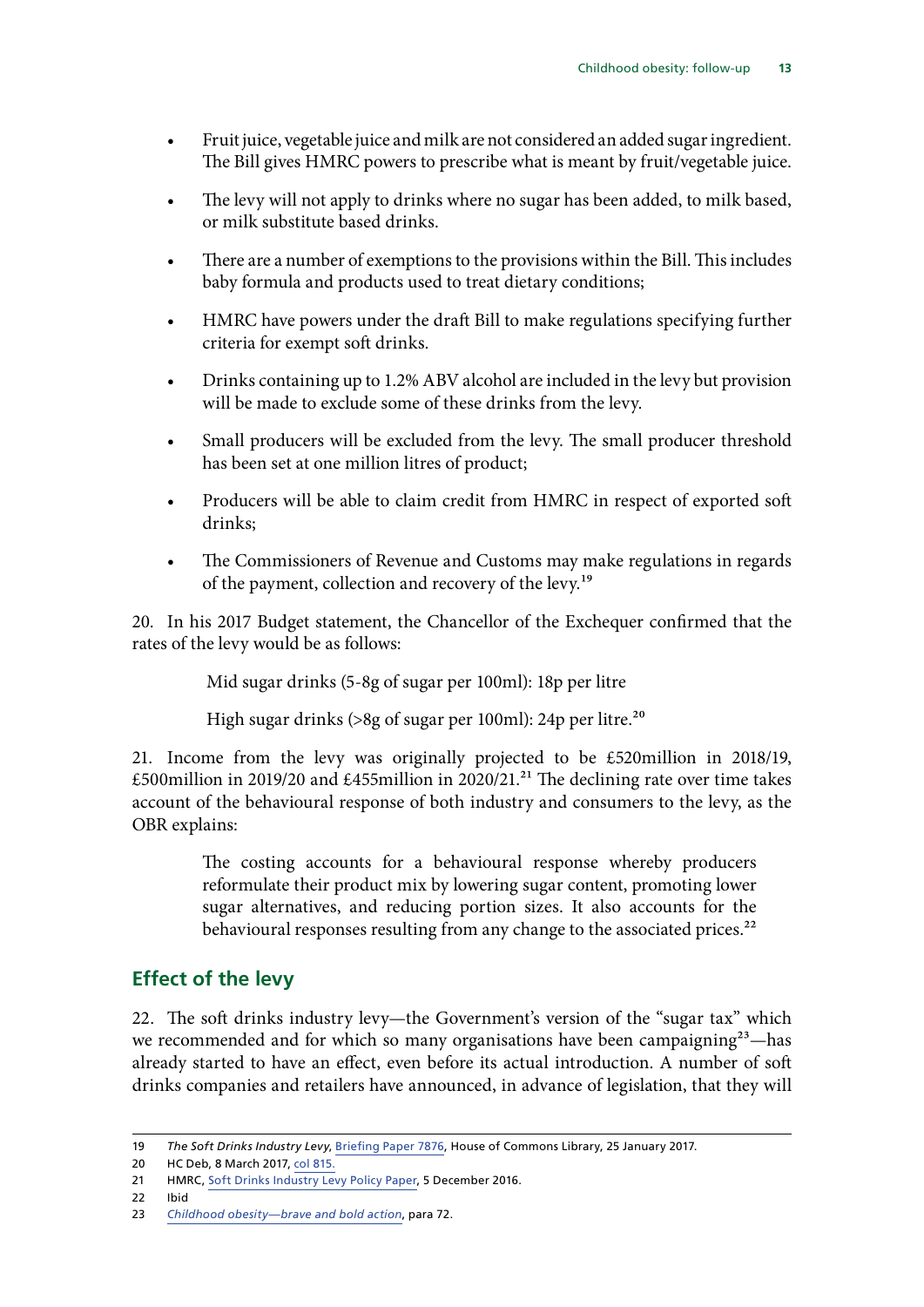- Fruit juice, vegetable juice and milk are not considered an added sugar ingredient. The Bill gives HMRC powers to prescribe what is meant by fruit/vegetable juice.
- The levy will not apply to drinks where no sugar has been added, to milk based, or milk substitute based drinks.
- There are a number of exemptions to the provisions within the Bill. This includes baby formula and products used to treat dietary conditions;
- HMRC have powers under the draft Bill to make regulations specifying further criteria for exempt soft drinks.
- Drinks containing up to 1.2% ABV alcohol are included in the levy but provision will be made to exclude some of these drinks from the levy.
- Small producers will be excluded from the levy. The small producer threshold has been set at one million litres of product;
- Producers will be able to claim credit from HMRC in respect of exported soft drinks;
- The Commissioners of Revenue and Customs may make regulations in regards of the payment, collection and recovery of the levy.[19]

20. In his 2017 Budget statement, the Chancellor of the Exchequer confirmed that the rates of the levy would be as follows:

> Mid sugar drinks (5-8g of sugar per 100ml): 18p per litre
>
> High sugar drinks (>8g of sugar per 100ml): 24p per litre.[20]

21. Income from the levy was originally projected to be £520million in 2018/19, £500million in 2019/20 and £455million in 2020/21.[21] The declining rate over time takes account of the behavioural response of both industry and consumers to the levy, as the OBR explains:

> The costing accounts for a behavioural response whereby producers reformulate their product mix by lowering sugar content, promoting lower sugar alternatives, and reducing portion sizes. It also accounts for the behavioural responses resulting from any change to the associated prices.[22]

## Effect of the levy

22. The soft drinks industry levy—the Government's version of the "sugar tax" which we recommended and for which so many organisations have been campaigning[23]—has already started to have an effect, even before its actual introduction. A number of soft drinks companies and retailers have announced, in advance of legislation, that they will

---

19 *The Soft Drinks Industry Levy*, Briefing Paper 7876, House of Commons Library, 25 January 2017.

20 HC Deb, 8 March 2017, col 815.

21 HMRC, Soft Drinks Industry Levy Policy Paper, 5 December 2016.

22 Ibid

23 *Childhood obesity—brave and bold action*, para 72.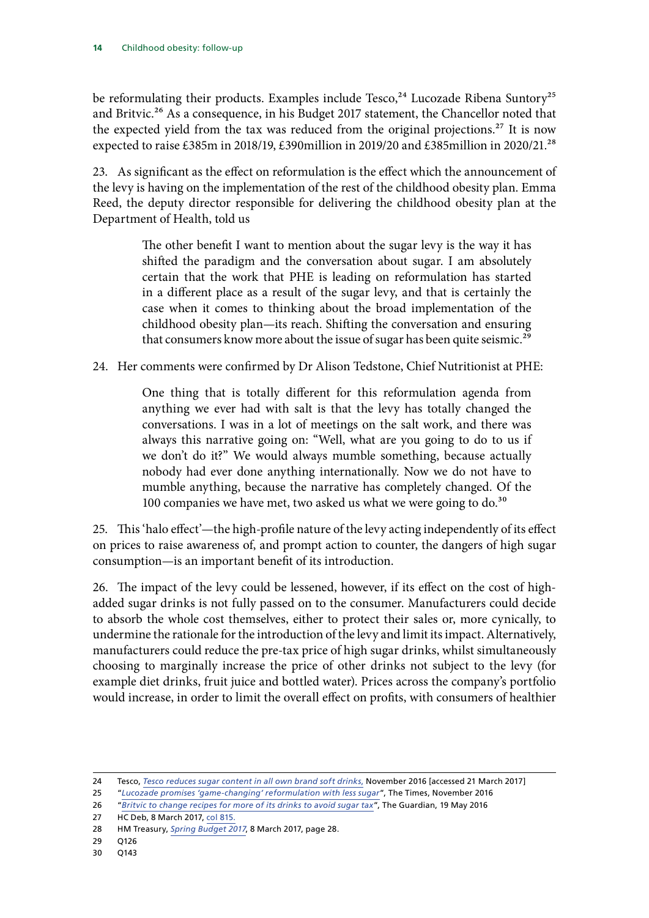be reformulating their products. Examples include Tesco,[24] Lucozade Ribena Suntory[25] and Britvic.[26] As a consequence, in his Budget 2017 statement, the Chancellor noted that the expected yield from the tax was reduced from the original projections.[27] It is now expected to raise £385m in 2018/19, £390million in 2019/20 and £385million in 2020/21.[28]

23. As significant as the effect on reformulation is the effect which the announcement of the levy is having on the implementation of the rest of the childhood obesity plan. Emma Reed, the deputy director responsible for delivering the childhood obesity plan at the Department of Health, told us

> The other benefit I want to mention about the sugar levy is the way it has shifted the paradigm and the conversation about sugar. I am absolutely certain that the work that PHE is leading on reformulation has started in a different place as a result of the sugar levy, and that is certainly the case when it comes to thinking about the broad implementation of the childhood obesity plan—its reach. Shifting the conversation and ensuring that consumers know more about the issue of sugar has been quite seismic.[29]

24. Her comments were confirmed by Dr Alison Tedstone, Chief Nutritionist at PHE:

> One thing that is totally different for this reformulation agenda from anything we ever had with salt is that the levy has totally changed the conversations. I was in a lot of meetings on the salt work, and there was always this narrative going on: "Well, what are you going to do to us if we don't do it?" We would always mumble something, because actually nobody had ever done anything internationally. Now we do not have to mumble anything, because the narrative has completely changed. Of the 100 companies we have met, two asked us what we were going to do.[30]

25. This 'halo effect'—the high-profile nature of the levy acting independently of its effect on prices to raise awareness of, and prompt action to counter, the dangers of high sugar consumption—is an important benefit of its introduction.

26. The impact of the levy could be lessened, however, if its effect on the cost of high-added sugar drinks is not fully passed on to the consumer. Manufacturers could decide to absorb the whole cost themselves, either to protect their sales or, more cynically, to undermine the rationale for the introduction of the levy and limit its impact. Alternatively, manufacturers could reduce the pre-tax price of high sugar drinks, whilst simultaneously choosing to marginally increase the price of other drinks not subject to the levy (for example diet drinks, fruit juice and bottled water). Prices across the company's portfolio would increase, in order to limit the overall effect on profits, with consumers of healthier

---

24 Tesco, *Tesco reduces sugar content in all own brand soft drinks,* November 2016 [accessed 21 March 2017]

25 "*Lucozade promises 'game-changing' reformulation with less sugar*", The Times, November 2016

26 "*Britvic to change recipes for more of its drinks to avoid sugar tax*", The Guardian, 19 May 2016

27 HC Deb, 8 March 2017, col 815.

28 HM Treasury, *Spring Budget 2017*, 8 March 2017, page 28.

29 Q126

30 Q143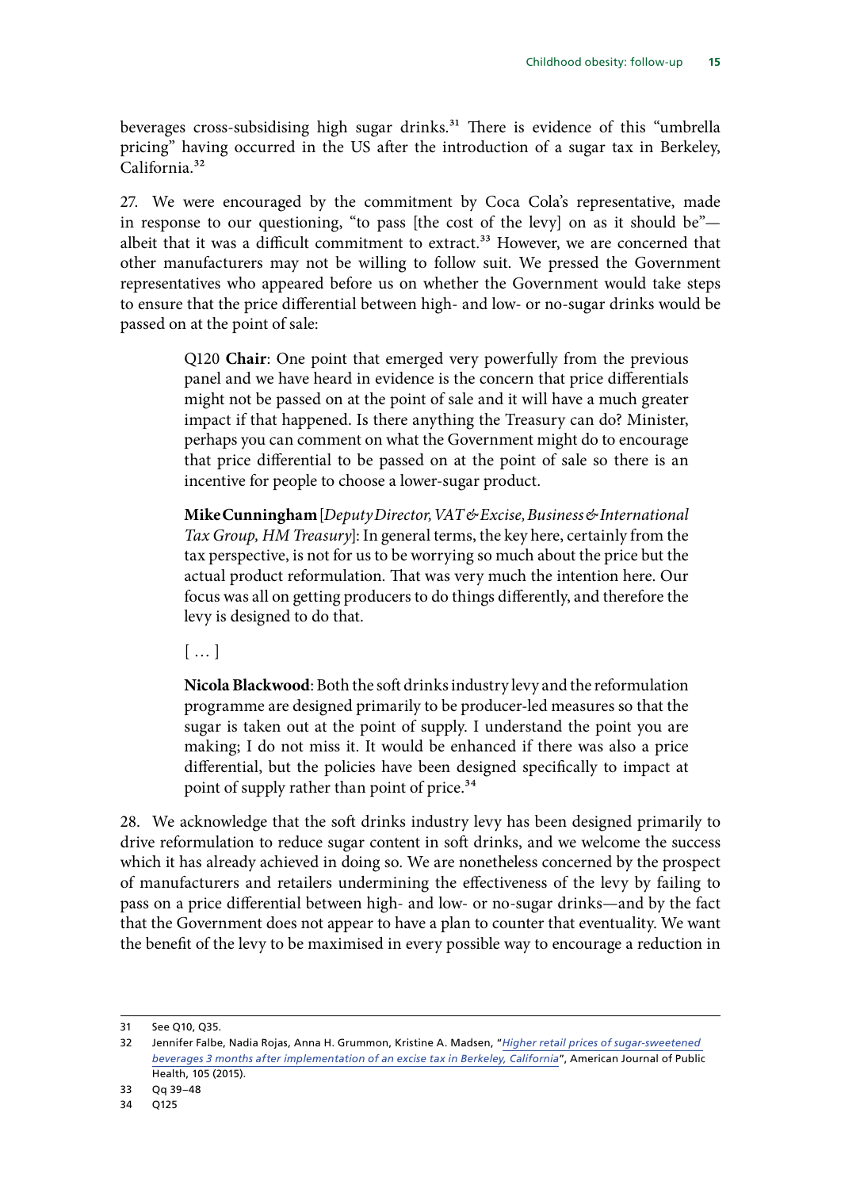beverages cross-subsidising high sugar drinks.[31] There is evidence of this "umbrella pricing" having occurred in the US after the introduction of a sugar tax in Berkeley, California.[32]

27. We were encouraged by the commitment by Coca Cola's representative, made in response to our questioning, "to pass [the cost of the levy] on as it should be"—albeit that it was a difficult commitment to extract.[33] However, we are concerned that other manufacturers may not be willing to follow suit. We pressed the Government representatives who appeared before us on whether the Government would take steps to ensure that the price differential between high- and low- or no-sugar drinks would be passed on at the point of sale:

> Q120 **Chair**: One point that emerged very powerfully from the previous panel and we have heard in evidence is the concern that price differentials might not be passed on at the point of sale and it will have a much greater impact if that happened. Is there anything the Treasury can do? Minister, perhaps you can comment on what the Government might do to encourage that price differential to be passed on at the point of sale so there is an incentive for people to choose a lower-sugar product.
>
> **Mike Cunningham** [*Deputy Director, VAT & Excise, Business & International Tax Group, HM Treasury*]: In general terms, the key here, certainly from the tax perspective, is not for us to be worrying so much about the price but the actual product reformulation. That was very much the intention here. Our focus was all on getting producers to do things differently, and therefore the levy is designed to do that.
>
> [ … ]
>
> **Nicola Blackwood**: Both the soft drinks industry levy and the reformulation programme are designed primarily to be producer-led measures so that the sugar is taken out at the point of supply. I understand the point you are making; I do not miss it. It would be enhanced if there was also a price differential, but the policies have been designed specifically to impact at point of supply rather than point of price.[34]

28. We acknowledge that the soft drinks industry levy has been designed primarily to drive reformulation to reduce sugar content in soft drinks, and we welcome the success which it has already achieved in doing so. We are nonetheless concerned by the prospect of manufacturers and retailers undermining the effectiveness of the levy by failing to pass on a price differential between high- and low- or no-sugar drinks—and by the fact that the Government does not appear to have a plan to counter that eventuality. We want the benefit of the levy to be maximised in every possible way to encourage a reduction in

---

31 See Q10, Q35.

32 Jennifer Falbe, Nadia Rojas, Anna H. Grummon, Kristine A. Madsen, "*Higher retail prices of sugar-sweetened beverages 3 months after implementation of an excise tax in Berkeley, California*", American Journal of Public Health, 105 (2015).

33 Qq 39–48

34 Q125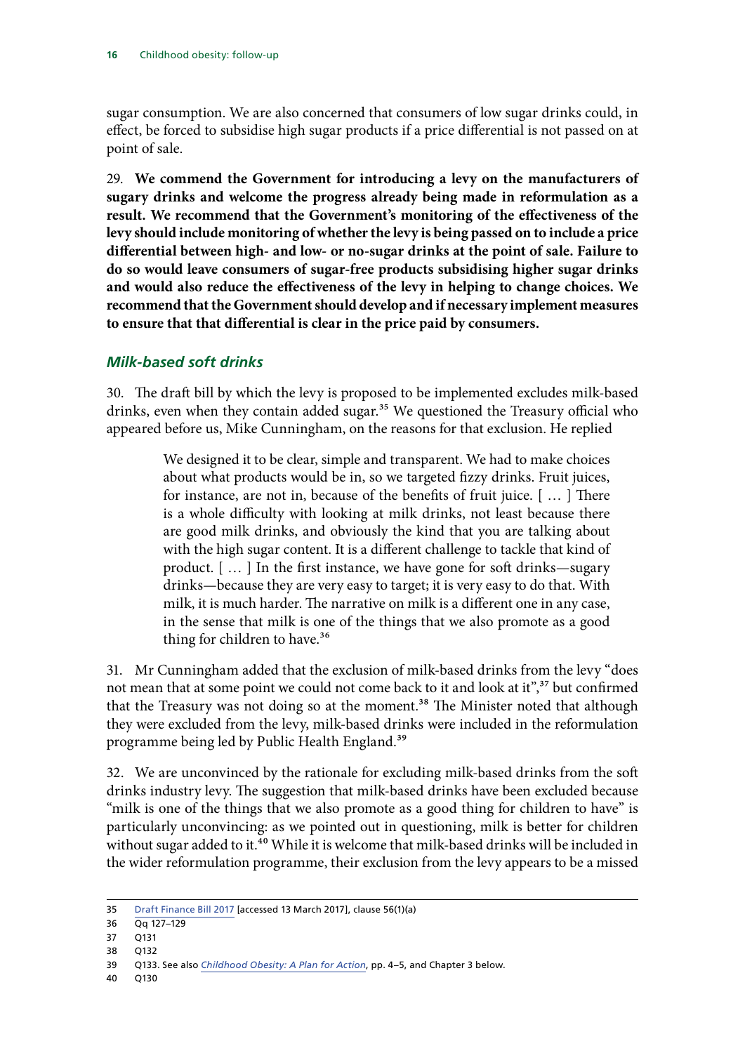sugar consumption. We are also concerned that consumers of low sugar drinks could, in effect, be forced to subsidise high sugar products if a price differential is not passed on at point of sale.

29. **We commend the Government for introducing a levy on the manufacturers of sugary drinks and welcome the progress already being made in reformulation as a result. We recommend that the Government's monitoring of the effectiveness of the levy should include monitoring of whether the levy is being passed on to include a price differential between high- and low- or no-sugar drinks at the point of sale. Failure to do so would leave consumers of sugar-free products subsidising higher sugar drinks and would also reduce the effectiveness of the levy in helping to change choices. We recommend that the Government should develop and if necessary implement measures to ensure that that differential is clear in the price paid by consumers.**

### *Milk-based soft drinks*

30. The draft bill by which the levy is proposed to be implemented excludes milk-based drinks, even when they contain added sugar.[35] We questioned the Treasury official who appeared before us, Mike Cunningham, on the reasons for that exclusion. He replied

> We designed it to be clear, simple and transparent. We had to make choices about what products would be in, so we targeted fizzy drinks. Fruit juices, for instance, are not in, because of the benefits of fruit juice. [ … ] There is a whole difficulty with looking at milk drinks, not least because there are good milk drinks, and obviously the kind that you are talking about with the high sugar content. It is a different challenge to tackle that kind of product. [ … ] In the first instance, we have gone for soft drinks—sugary drinks—because they are very easy to target; it is very easy to do that. With milk, it is much harder. The narrative on milk is a different one in any case, in the sense that milk is one of the things that we also promote as a good thing for children to have.[36]

31. Mr Cunningham added that the exclusion of milk-based drinks from the levy "does not mean that at some point we could not come back to it and look at it",[37] but confirmed that the Treasury was not doing so at the moment.[38] The Minister noted that although they were excluded from the levy, milk-based drinks were included in the reformulation programme being led by Public Health England.[39]

32. We are unconvinced by the rationale for excluding milk-based drinks from the soft drinks industry levy. The suggestion that milk-based drinks have been excluded because "milk is one of the things that we also promote as a good thing for children to have" is particularly unconvincing: as we pointed out in questioning, milk is better for children without sugar added to it.[40] While it is welcome that milk-based drinks will be included in the wider reformulation programme, their exclusion from the levy appears to be a missed

---

35 Draft Finance Bill 2017 [accessed 13 March 2017], clause 56(1)(a)

36 Qq 127–129

37 Q131

38 Q132

39 Q133. See also *Childhood Obesity: A Plan for Action*, pp. 4–5, and Chapter 3 below.

40 Q130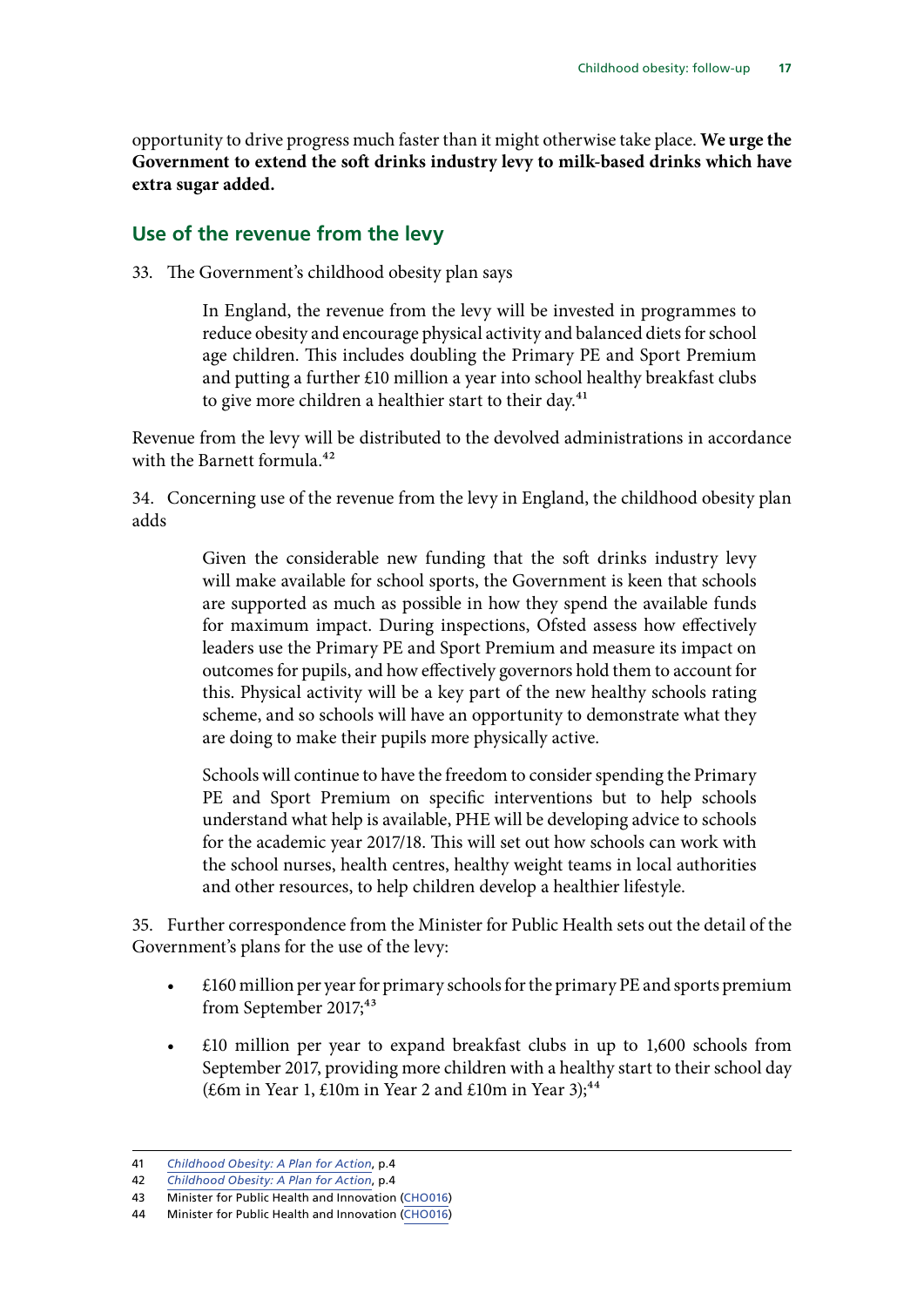opportunity to drive progress much faster than it might otherwise take place. **We urge the Government to extend the soft drinks industry levy to milk-based drinks which have extra sugar added.**

## Use of the revenue from the levy

33. The Government's childhood obesity plan says

> In England, the revenue from the levy will be invested in programmes to reduce obesity and encourage physical activity and balanced diets for school age children. This includes doubling the Primary PE and Sport Premium and putting a further £10 million a year into school healthy breakfast clubs to give more children a healthier start to their day.[41]

Revenue from the levy will be distributed to the devolved administrations in accordance with the Barnett formula.[42]

34. Concerning use of the revenue from the levy in England, the childhood obesity plan adds

> Given the considerable new funding that the soft drinks industry levy will make available for school sports, the Government is keen that schools are supported as much as possible in how they spend the available funds for maximum impact. During inspections, Ofsted assess how effectively leaders use the Primary PE and Sport Premium and measure its impact on outcomes for pupils, and how effectively governors hold them to account for this. Physical activity will be a key part of the new healthy schools rating scheme, and so schools will have an opportunity to demonstrate what they are doing to make their pupils more physically active.
>
> Schools will continue to have the freedom to consider spending the Primary PE and Sport Premium on specific interventions but to help schools understand what help is available, PHE will be developing advice to schools for the academic year 2017/18. This will set out how schools can work with the school nurses, health centres, healthy weight teams in local authorities and other resources, to help children develop a healthier lifestyle.

35. Further correspondence from the Minister for Public Health sets out the detail of the Government's plans for the use of the levy:

- £160 million per year for primary schools for the primary PE and sports premium from September 2017;[43]
- £10 million per year to expand breakfast clubs in up to 1,600 schools from September 2017, providing more children with a healthy start to their school day (£6m in Year 1, £10m in Year 2 and £10m in Year 3);[44]

---

41 *Childhood Obesity: A Plan for Action*, p.4

42 *Childhood Obesity: A Plan for Action*, p.4

43 Minister for Public Health and Innovation (CHO016)

44 Minister for Public Health and Innovation (CHO016)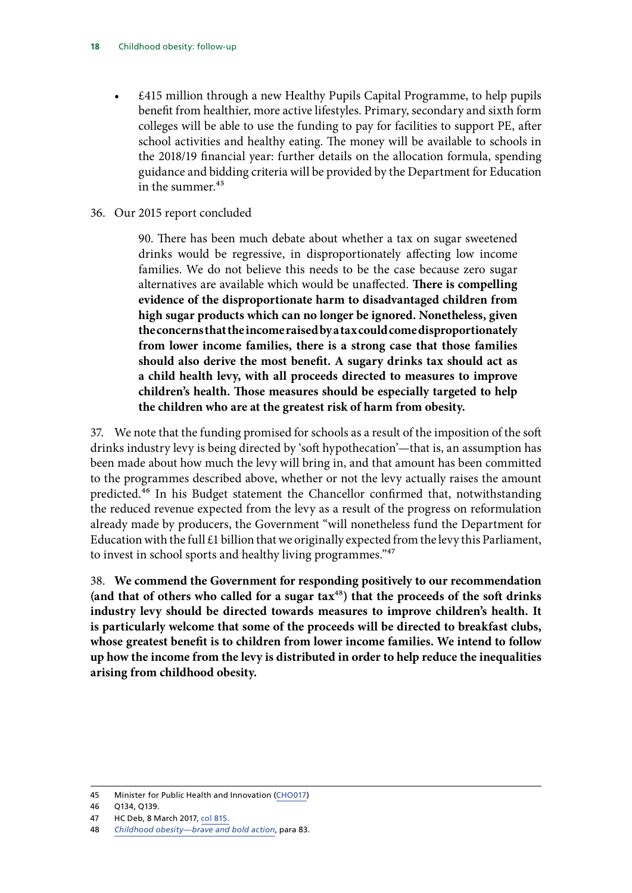- £415 million through a new Healthy Pupils Capital Programme, to help pupils benefit from healthier, more active lifestyles. Primary, secondary and sixth form colleges will be able to use the funding to pay for facilities to support PE, after school activities and healthy eating. The money will be available to schools in the 2018/19 financial year: further details on the allocation formula, spending guidance and bidding criteria will be provided by the Department for Education in the summer.[45]

36. Our 2015 report concluded

> 90. There has been much debate about whether a tax on sugar sweetened drinks would be regressive, in disproportionately affecting low income families. We do not believe this needs to be the case because zero sugar alternatives are available which would be unaffected. **There is compelling evidence of the disproportionate harm to disadvantaged children from high sugar products which can no longer be ignored. Nonetheless, given the concerns that the income raised by a tax could come disproportionately from lower income families, there is a strong case that those families should also derive the most benefit. A sugary drinks tax should act as a child health levy, with all proceeds directed to measures to improve children's health. Those measures should be especially targeted to help the children who are at the greatest risk of harm from obesity.**

37. We note that the funding promised for schools as a result of the imposition of the soft drinks industry levy is being directed by 'soft hypothecation'—that is, an assumption has been made about how much the levy will bring in, and that amount has been committed to the programmes described above, whether or not the levy actually raises the amount predicted.[46] In his Budget statement the Chancellor confirmed that, notwithstanding the reduced revenue expected from the levy as a result of the progress on reformulation already made by producers, the Government "will nonetheless fund the Department for Education with the full £1 billion that we originally expected from the levy this Parliament, to invest in school sports and healthy living programmes."[47]

38. **We commend the Government for responding positively to our recommendation (and that of others who called for a sugar tax[48]) that the proceeds of the soft drinks industry levy should be directed towards measures to improve children's health. It is particularly welcome that some of the proceeds will be directed to breakfast clubs, whose greatest benefit is to children from lower income families. We intend to follow up how the income from the levy is distributed in order to help reduce the inequalities arising from childhood obesity.**

---

45 Minister for Public Health and Innovation (CHO017)

46 Q134, Q139.

47 HC Deb, 8 March 2017, col 815.

48 *Childhood obesity—brave and bold action*, para 83.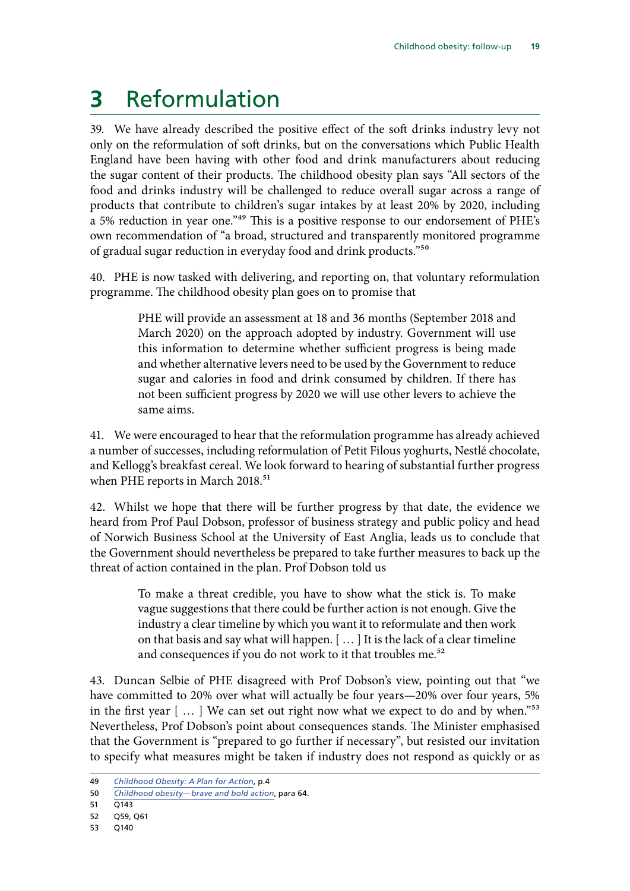# 3 Reformulation

39. We have already described the positive effect of the soft drinks industry levy not only on the reformulation of soft drinks, but on the conversations which Public Health England have been having with other food and drink manufacturers about reducing the sugar content of their products. The childhood obesity plan says "All sectors of the food and drinks industry will be challenged to reduce overall sugar across a range of products that contribute to children's sugar intakes by at least 20% by 2020, including a 5% reduction in year one."[49] This is a positive response to our endorsement of PHE's own recommendation of "a broad, structured and transparently monitored programme of gradual sugar reduction in everyday food and drink products."[50]

40. PHE is now tasked with delivering, and reporting on, that voluntary reformulation programme. The childhood obesity plan goes on to promise that

> PHE will provide an assessment at 18 and 36 months (September 2018 and March 2020) on the approach adopted by industry. Government will use this information to determine whether sufficient progress is being made and whether alternative levers need to be used by the Government to reduce sugar and calories in food and drink consumed by children. If there has not been sufficient progress by 2020 we will use other levers to achieve the same aims.

41. We were encouraged to hear that the reformulation programme has already achieved a number of successes, including reformulation of Petit Filous yoghurts, Nestlé chocolate, and Kellogg's breakfast cereal. We look forward to hearing of substantial further progress when PHE reports in March 2018.[51]

42. Whilst we hope that there will be further progress by that date, the evidence we heard from Prof Paul Dobson, professor of business strategy and public policy and head of Norwich Business School at the University of East Anglia, leads us to conclude that the Government should nevertheless be prepared to take further measures to back up the threat of action contained in the plan. Prof Dobson told us

> To make a threat credible, you have to show what the stick is. To make vague suggestions that there could be further action is not enough. Give the industry a clear timeline by which you want it to reformulate and then work on that basis and say what will happen. [ … ] It is the lack of a clear timeline and consequences if you do not work to it that troubles me.[52]

43. Duncan Selbie of PHE disagreed with Prof Dobson's view, pointing out that "we have committed to 20% over what will actually be four years—20% over four years, 5% in the first year [ … ] We can set out right now what we expect to do and by when."[53] Nevertheless, Prof Dobson's point about consequences stands. The Minister emphasised that the Government is "prepared to go further if necessary", but resisted our invitation to specify what measures might be taken if industry does not respond as quickly or as

---

49 *Childhood Obesity: A Plan for Action*, p.4

50 *Childhood obesity—brave and bold action*, para 64.

51 Q143

52 Q59, Q61

53 Q140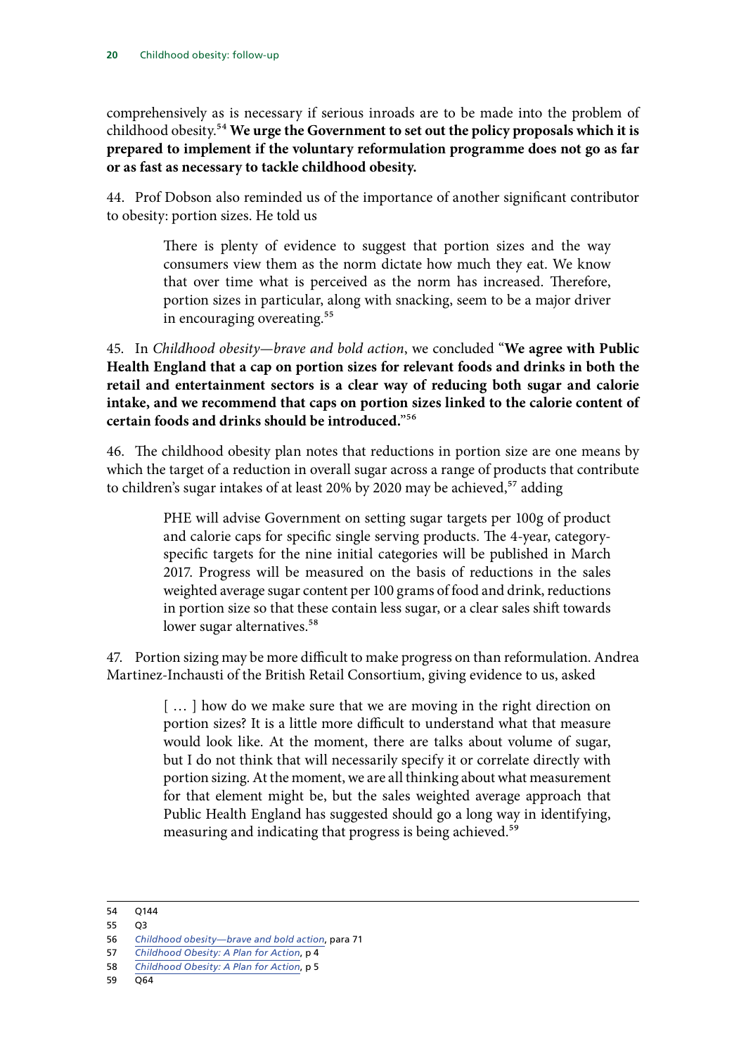comprehensively as is necessary if serious inroads are to be made into the problem of childhood obesity.[54] **We urge the Government to set out the policy proposals which it is prepared to implement if the voluntary reformulation programme does not go as far or as fast as necessary to tackle childhood obesity.**

44. Prof Dobson also reminded us of the importance of another significant contributor to obesity: portion sizes. He told us

> There is plenty of evidence to suggest that portion sizes and the way consumers view them as the norm dictate how much they eat. We know that over time what is perceived as the norm has increased. Therefore, portion sizes in particular, along with snacking, seem to be a major driver in encouraging overeating.[55]

45. In *Childhood obesity—brave and bold action*, we concluded "**We agree with Public Health England that a cap on portion sizes for relevant foods and drinks in both the retail and entertainment sectors is a clear way of reducing both sugar and calorie intake, and we recommend that caps on portion sizes linked to the calorie content of certain foods and drinks should be introduced.**"[56]

46. The childhood obesity plan notes that reductions in portion size are one means by which the target of a reduction in overall sugar across a range of products that contribute to children's sugar intakes of at least 20% by 2020 may be achieved,[57] adding

> PHE will advise Government on setting sugar targets per 100g of product and calorie caps for specific single serving products. The 4-year, category-specific targets for the nine initial categories will be published in March 2017. Progress will be measured on the basis of reductions in the sales weighted average sugar content per 100 grams of food and drink, reductions in portion size so that these contain less sugar, or a clear sales shift towards lower sugar alternatives.[58]

47. Portion sizing may be more difficult to make progress on than reformulation. Andrea Martinez-Inchausti of the British Retail Consortium, giving evidence to us, asked

> [ … ] how do we make sure that we are moving in the right direction on portion sizes? It is a little more difficult to understand what that measure would look like. At the moment, there are talks about volume of sugar, but I do not think that will necessarily specify it or correlate directly with portion sizing. At the moment, we are all thinking about what measurement for that element might be, but the sales weighted average approach that Public Health England has suggested should go a long way in identifying, measuring and indicating that progress is being achieved.[59]

---

54 Q144

55 Q3

56 *Childhood obesity—brave and bold action*, para 71

57 *Childhood Obesity: A Plan for Action*, p 4

58 *Childhood Obesity: A Plan for Action*, p 5

59 Q64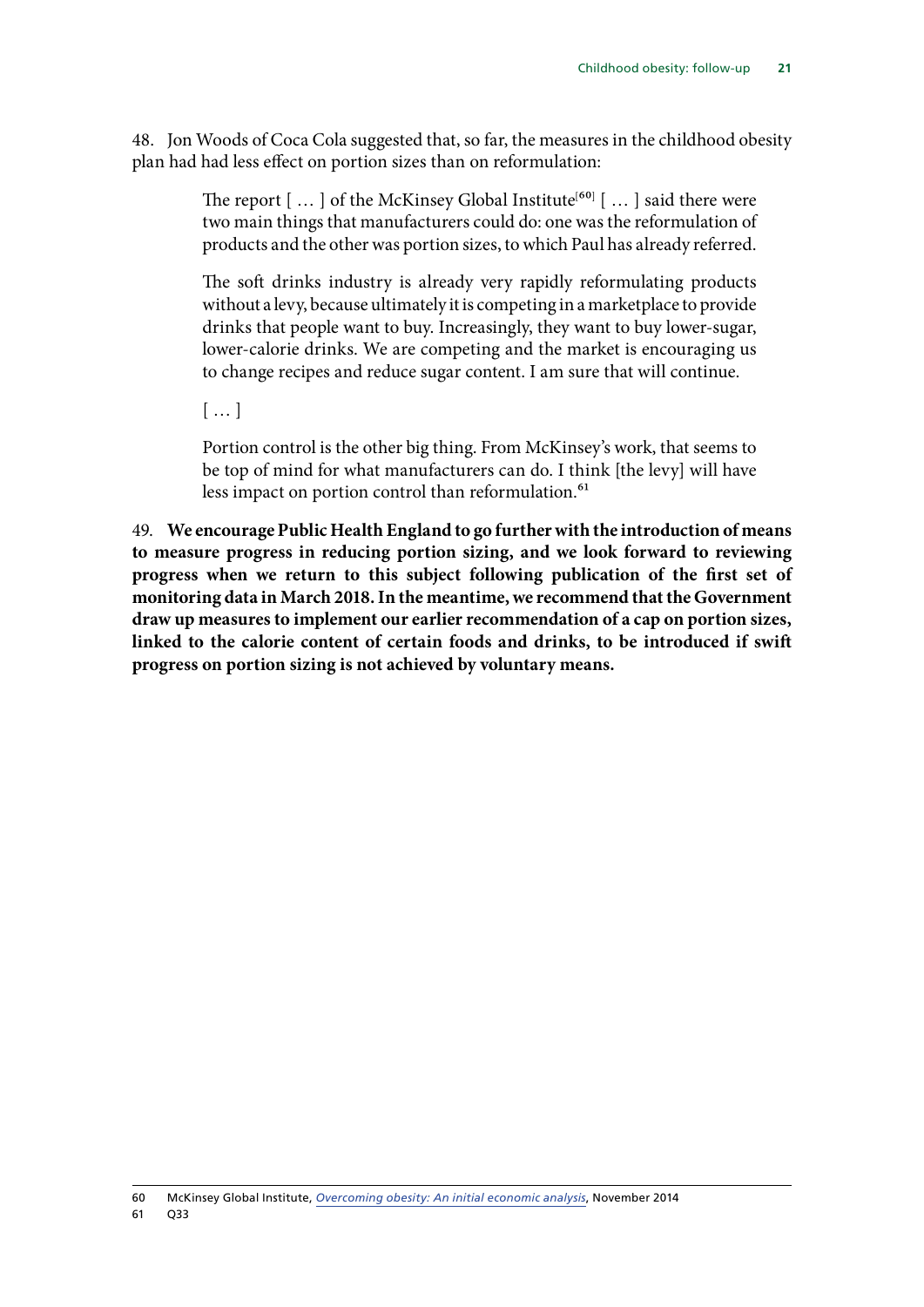48. Jon Woods of Coca Cola suggested that, so far, the measures in the childhood obesity plan had had less effect on portion sizes than on reformulation:

> The report [ … ] of the McKinsey Global Institute[60] [ … ] said there were two main things that manufacturers could do: one was the reformulation of products and the other was portion sizes, to which Paul has already referred.
>
> The soft drinks industry is already very rapidly reformulating products without a levy, because ultimately it is competing in a marketplace to provide drinks that people want to buy. Increasingly, they want to buy lower-sugar, lower-calorie drinks. We are competing and the market is encouraging us to change recipes and reduce sugar content. I am sure that will continue.
>
> [ … ]
>
> Portion control is the other big thing. From McKinsey's work, that seems to be top of mind for what manufacturers can do. I think [the levy] will have less impact on portion control than reformulation.[61]

49. **We encourage Public Health England to go further with the introduction of means to measure progress in reducing portion sizing, and we look forward to reviewing progress when we return to this subject following publication of the first set of monitoring data in March 2018. In the meantime, we recommend that the Government draw up measures to implement our earlier recommendation of a cap on portion sizes, linked to the calorie content of certain foods and drinks, to be introduced if swift progress on portion sizing is not achieved by voluntary means.**

---

60 McKinsey Global Institute, *Overcoming obesity: An initial economic analysis*, November 2014

61 Q33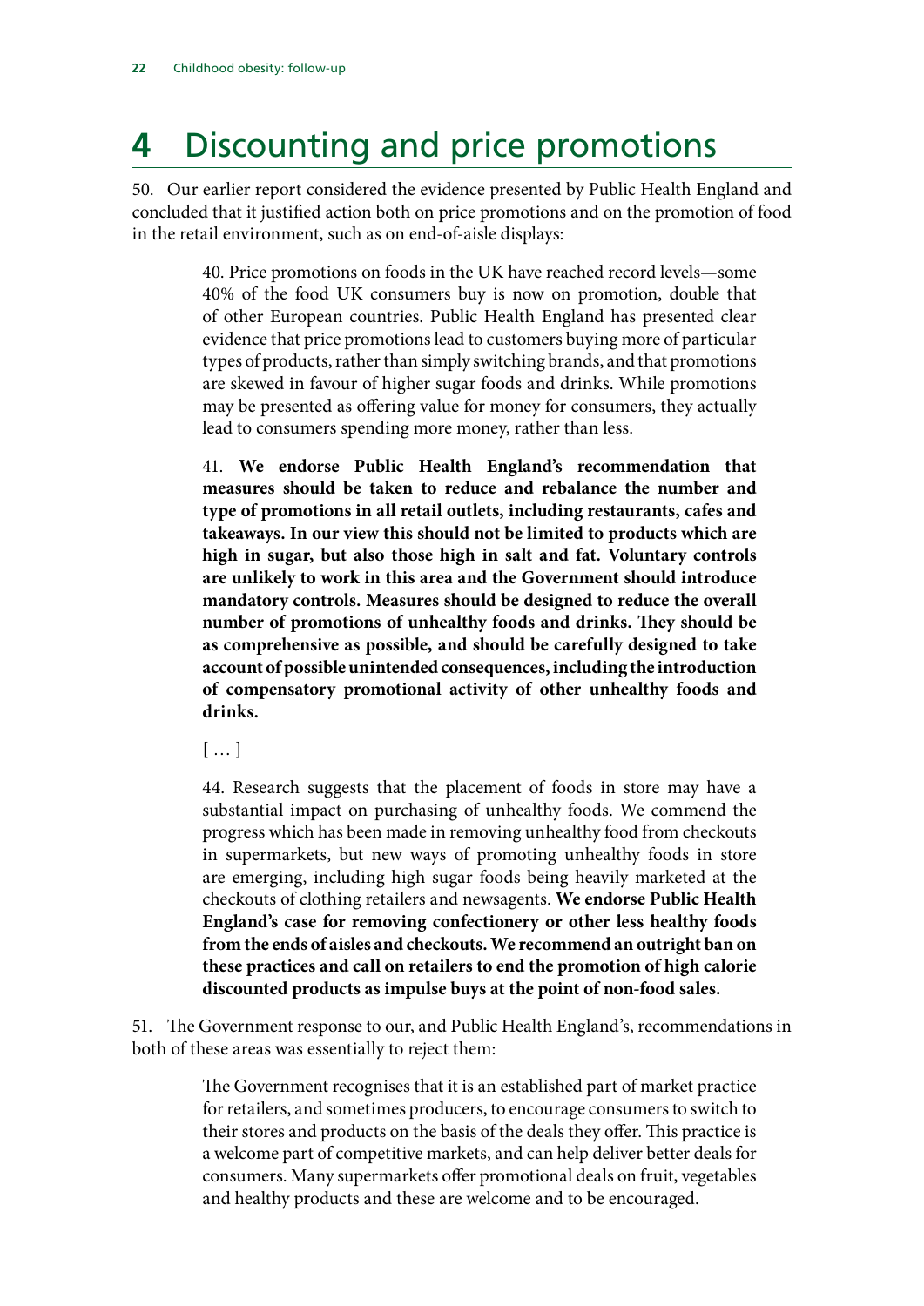# 4 Discounting and price promotions

50. Our earlier report considered the evidence presented by Public Health England and concluded that it justified action both on price promotions and on the promotion of food in the retail environment, such as on end-of-aisle displays:

> 40. Price promotions on foods in the UK have reached record levels—some 40% of the food UK consumers buy is now on promotion, double that of other European countries. Public Health England has presented clear evidence that price promotions lead to customers buying more of particular types of products, rather than simply switching brands, and that promotions are skewed in favour of higher sugar foods and drinks. While promotions may be presented as offering value for money for consumers, they actually lead to consumers spending more money, rather than less.
>
> 41. **We endorse Public Health England's recommendation that measures should be taken to reduce and rebalance the number and type of promotions in all retail outlets, including restaurants, cafes and takeaways. In our view this should not be limited to products which are high in sugar, but also those high in salt and fat. Voluntary controls are unlikely to work in this area and the Government should introduce mandatory controls. Measures should be designed to reduce the overall number of promotions of unhealthy foods and drinks. They should be as comprehensive as possible, and should be carefully designed to take account of possible unintended consequences, including the introduction of compensatory promotional activity of other unhealthy foods and drinks.**
>
> [ … ]
>
> 44. Research suggests that the placement of foods in store may have a substantial impact on purchasing of unhealthy foods. We commend the progress which has been made in removing unhealthy food from checkouts in supermarkets, but new ways of promoting unhealthy foods in store are emerging, including high sugar foods being heavily marketed at the checkouts of clothing retailers and newsagents. **We endorse Public Health England's case for removing confectionery or other less healthy foods from the ends of aisles and checkouts. We recommend an outright ban on these practices and call on retailers to end the promotion of high calorie discounted products as impulse buys at the point of non-food sales.**

51. The Government response to our, and Public Health England's, recommendations in both of these areas was essentially to reject them:

> The Government recognises that it is an established part of market practice for retailers, and sometimes producers, to encourage consumers to switch to their stores and products on the basis of the deals they offer. This practice is a welcome part of competitive markets, and can help deliver better deals for consumers. Many supermarkets offer promotional deals on fruit, vegetables and healthy products and these are welcome and to be encouraged.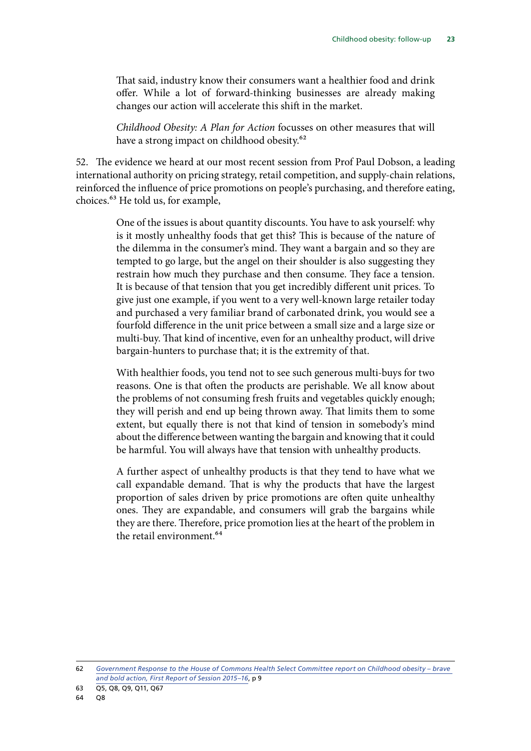> That said, industry know their consumers want a healthier food and drink offer. While a lot of forward-thinking businesses are already making changes our action will accelerate this shift in the market.
>
> *Childhood Obesity: A Plan for Action* focusses on other measures that will have a strong impact on childhood obesity.[62]

52. The evidence we heard at our most recent session from Prof Paul Dobson, a leading international authority on pricing strategy, retail competition, and supply-chain relations, reinforced the influence of price promotions on people's purchasing, and therefore eating, choices.[63] He told us, for example,

> One of the issues is about quantity discounts. You have to ask yourself: why is it mostly unhealthy foods that get this? This is because of the nature of the dilemma in the consumer's mind. They want a bargain and so they are tempted to go large, but the angel on their shoulder is also suggesting they restrain how much they purchase and then consume. They face a tension. It is because of that tension that you get incredibly different unit prices. To give just one example, if you went to a very well-known large retailer today and purchased a very familiar brand of carbonated drink, you would see a fourfold difference in the unit price between a small size and a large size or multi-buy. That kind of incentive, even for an unhealthy product, will drive bargain-hunters to purchase that; it is the extremity of that.
>
> With healthier foods, you tend not to see such generous multi-buys for two reasons. One is that often the products are perishable. We all know about the problems of not consuming fresh fruits and vegetables quickly enough; they will perish and end up being thrown away. That limits them to some extent, but equally there is not that kind of tension in somebody's mind about the difference between wanting the bargain and knowing that it could be harmful. You will always have that tension with unhealthy products.
>
> A further aspect of unhealthy products is that they tend to have what we call expandable demand. That is why the products that have the largest proportion of sales driven by price promotions are often quite unhealthy ones. They are expandable, and consumers will grab the bargains while they are there. Therefore, price promotion lies at the heart of the problem in the retail environment.[64]

---

62 *Government Response to the House of Commons Health Select Committee report on Childhood obesity – brave and bold action, First Report of Session 2015–16*, p 9

63 Q5, Q8, Q9, Q11, Q67

64 Q8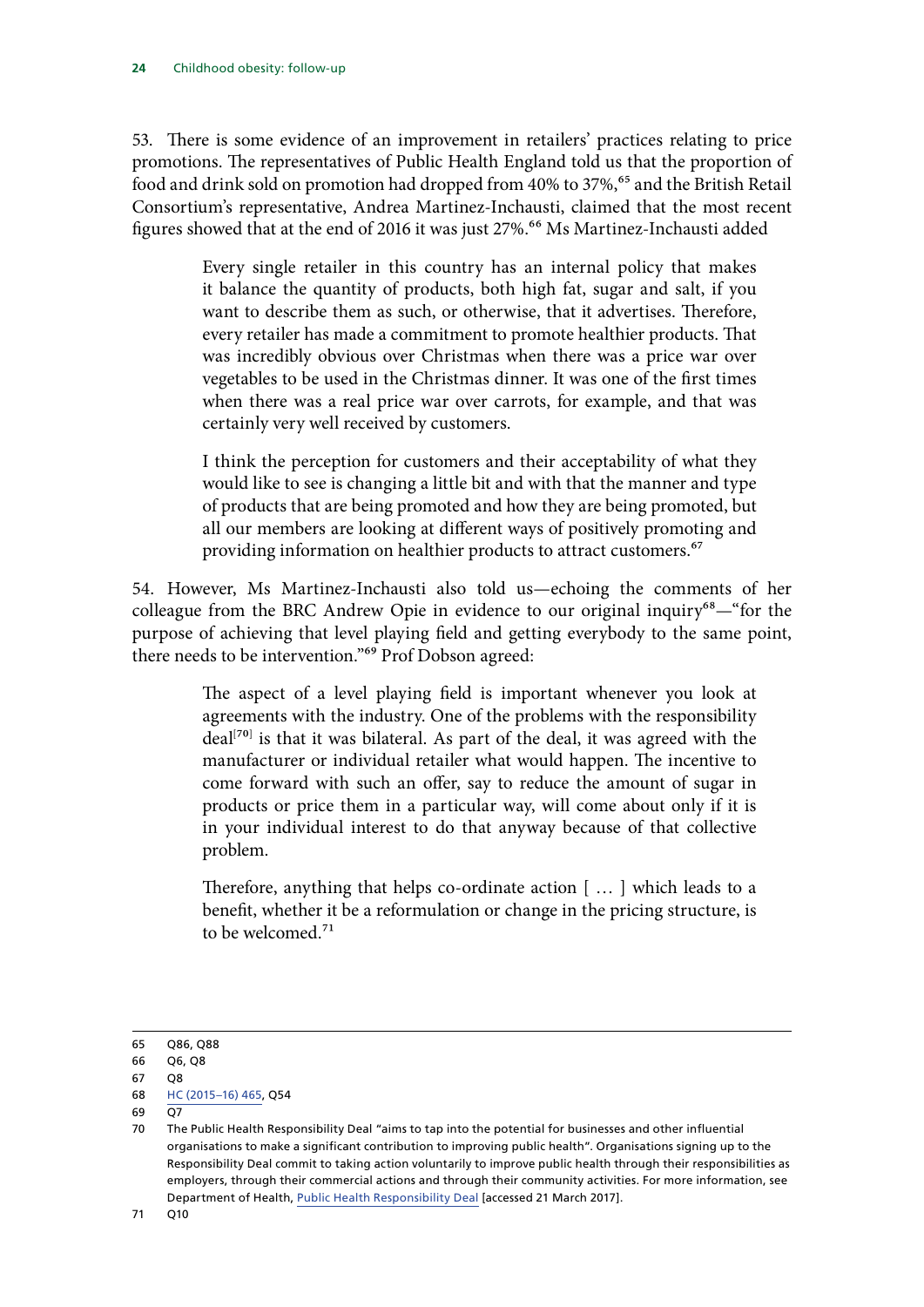53. There is some evidence of an improvement in retailers' practices relating to price promotions. The representatives of Public Health England told us that the proportion of food and drink sold on promotion had dropped from 40% to 37%,[65] and the British Retail Consortium's representative, Andrea Martinez-Inchausti, claimed that the most recent figures showed that at the end of 2016 it was just 27%.[66] Ms Martinez-Inchausti added

> Every single retailer in this country has an internal policy that makes it balance the quantity of products, both high fat, sugar and salt, if you want to describe them as such, or otherwise, that it advertises. Therefore, every retailer has made a commitment to promote healthier products. That was incredibly obvious over Christmas when there was a price war over vegetables to be used in the Christmas dinner. It was one of the first times when there was a real price war over carrots, for example, and that was certainly very well received by customers.
>
> I think the perception for customers and their acceptability of what they would like to see is changing a little bit and with that the manner and type of products that are being promoted and how they are being promoted, but all our members are looking at different ways of positively promoting and providing information on healthier products to attract customers.[67]

54. However, Ms Martinez-Inchausti also told us—echoing the comments of her colleague from the BRC Andrew Opie in evidence to our original inquiry[68]—"for the purpose of achieving that level playing field and getting everybody to the same point, there needs to be intervention."[69] Prof Dobson agreed:

> The aspect of a level playing field is important whenever you look at agreements with the industry. One of the problems with the responsibility deal[70] is that it was bilateral. As part of the deal, it was agreed with the manufacturer or individual retailer what would happen. The incentive to come forward with such an offer, say to reduce the amount of sugar in products or price them in a particular way, will come about only if it is in your individual interest to do that anyway because of that collective problem.
>
> Therefore, anything that helps co-ordinate action [ … ] which leads to a benefit, whether it be a reformulation or change in the pricing structure, is to be welcomed.[71]

---

65 Q86, Q88

66 Q6, Q8

67 Q8

68 HC (2015–16) 465, Q54

69 Q7

70 The Public Health Responsibility Deal "aims to tap into the potential for businesses and other influential organisations to make a significant contribution to improving public health". Organisations signing up to the Responsibility Deal commit to taking action voluntarily to improve public health through their responsibilities as employers, through their commercial actions and through their community activities. For more information, see Department of Health, Public Health Responsibility Deal [accessed 21 March 2017].

71 Q10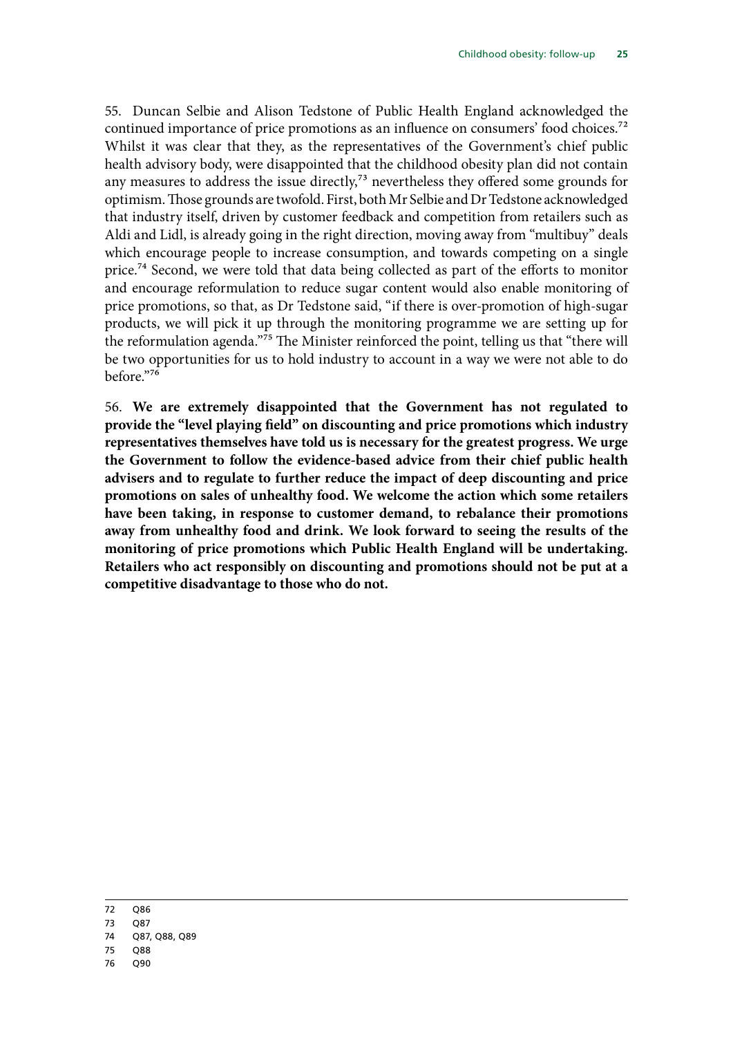55. Duncan Selbie and Alison Tedstone of Public Health England acknowledged the continued importance of price promotions as an influence on consumers' food choices.[72] Whilst it was clear that they, as the representatives of the Government's chief public health advisory body, were disappointed that the childhood obesity plan did not contain any measures to address the issue directly,[73] nevertheless they offered some grounds for optimism. Those grounds are twofold. First, both Mr Selbie and Dr Tedstone acknowledged that industry itself, driven by customer feedback and competition from retailers such as Aldi and Lidl, is already going in the right direction, moving away from "multibuy" deals which encourage people to increase consumption, and towards competing on a single price.[74] Second, we were told that data being collected as part of the efforts to monitor and encourage reformulation to reduce sugar content would also enable monitoring of price promotions, so that, as Dr Tedstone said, "if there is over-promotion of high-sugar products, we will pick it up through the monitoring programme we are setting up for the reformulation agenda."[75] The Minister reinforced the point, telling us that "there will be two opportunities for us to hold industry to account in a way we were not able to do before."[76]

56. **We are extremely disappointed that the Government has not regulated to provide the "level playing field" on discounting and price promotions which industry representatives themselves have told us is necessary for the greatest progress. We urge the Government to follow the evidence-based advice from their chief public health advisers and to regulate to further reduce the impact of deep discounting and price promotions on sales of unhealthy food. We welcome the action which some retailers have been taking, in response to customer demand, to rebalance their promotions away from unhealthy food and drink. We look forward to seeing the results of the monitoring of price promotions which Public Health England will be undertaking. Retailers who act responsibly on discounting and promotions should not be put at a competitive disadvantage to those who do not.**

---

72 Q86

73 Q87

74 Q87, Q88, Q89

75 Q88

76 Q90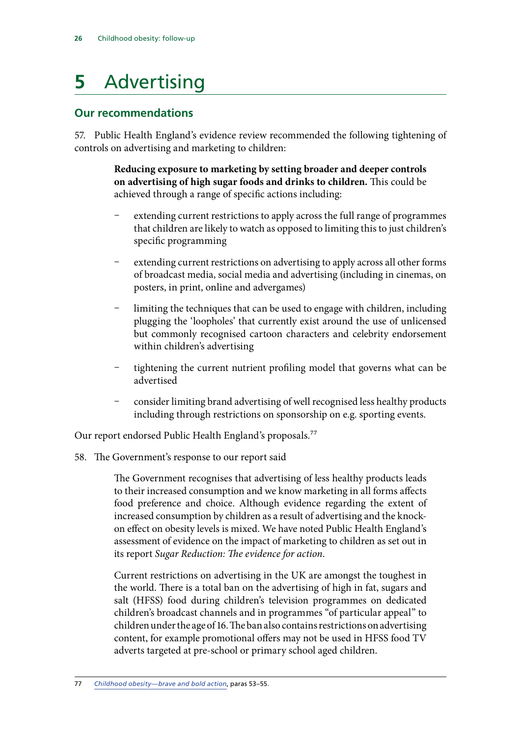# 5 Advertising

## Our recommendations

57. Public Health England's evidence review recommended the following tightening of controls on advertising and marketing to children:

> **Reducing exposure to marketing by setting broader and deeper controls on advertising of high sugar foods and drinks to children.** This could be achieved through a range of specific actions including:
>
> - extending current restrictions to apply across the full range of programmes that children are likely to watch as opposed to limiting this to just children's specific programming
> - extending current restrictions on advertising to apply across all other forms of broadcast media, social media and advertising (including in cinemas, on posters, in print, online and advergames)
> - limiting the techniques that can be used to engage with children, including plugging the 'loopholes' that currently exist around the use of unlicensed but commonly recognised cartoon characters and celebrity endorsement within children's advertising
> - tightening the current nutrient profiling model that governs what can be advertised
> - consider limiting brand advertising of well recognised less healthy products including through restrictions on sponsorship on e.g. sporting events.

Our report endorsed Public Health England's proposals.[77]

58. The Government's response to our report said

> The Government recognises that advertising of less healthy products leads to their increased consumption and we know marketing in all forms affects food preference and choice. Although evidence regarding the extent of increased consumption by children as a result of advertising and the knock-on effect on obesity levels is mixed. We have noted Public Health England's assessment of evidence on the impact of marketing to children as set out in its report *Sugar Reduction: The evidence for action*.
>
> Current restrictions on advertising in the UK are amongst the toughest in the world. There is a total ban on the advertising of high in fat, sugars and salt (HFSS) food during children's television programmes on dedicated children's broadcast channels and in programmes "of particular appeal" to children under the age of 16. The ban also contains restrictions on advertising content, for example promotional offers may not be used in HFSS food TV adverts targeted at pre-school or primary school aged children.

77 *Childhood obesity—brave and bold action*, paras 53–55.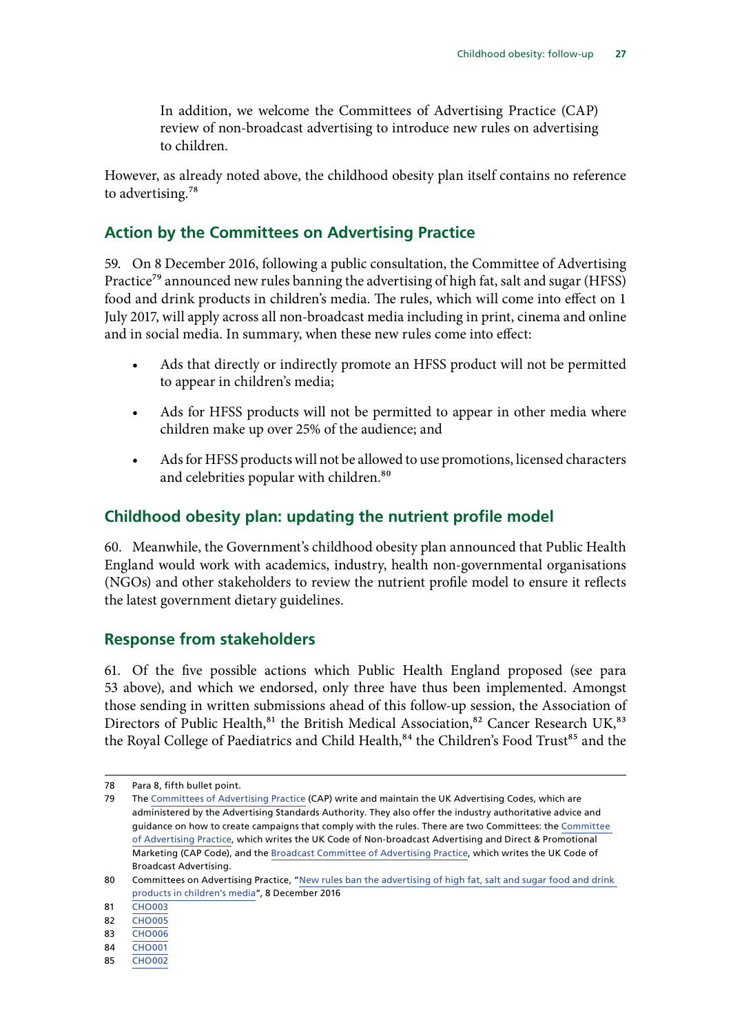In addition, we welcome the Committees of Advertising Practice (CAP) review of non-broadcast advertising to introduce new rules on advertising to children.

However, as already noted above, the childhood obesity plan itself contains no reference to advertising.[78]

## Action by the Committees on Advertising Practice

59. On 8 December 2016, following a public consultation, the Committee of Advertising Practice[79] announced new rules banning the advertising of high fat, salt and sugar (HFSS) food and drink products in children's media. The rules, which will come into effect on 1 July 2017, will apply across all non-broadcast media including in print, cinema and online and in social media. In summary, when these new rules come into effect:

- Ads that directly or indirectly promote an HFSS product will not be permitted to appear in children's media;
- Ads for HFSS products will not be permitted to appear in other media where children make up over 25% of the audience; and
- Ads for HFSS products will not be allowed to use promotions, licensed characters and celebrities popular with children.[80]

## Childhood obesity plan: updating the nutrient profile model

60. Meanwhile, the Government's childhood obesity plan announced that Public Health England would work with academics, industry, health non-governmental organisations (NGOs) and other stakeholders to review the nutrient profile model to ensure it reflects the latest government dietary guidelines.

## Response from stakeholders

61. Of the five possible actions which Public Health England proposed (see para 53 above), and which we endorsed, only three have thus been implemented. Amongst those sending in written submissions ahead of this follow-up session, the Association of Directors of Public Health,[81] the British Medical Association,[82] Cancer Research UK,[83] the Royal College of Paediatrics and Child Health,[84] the Children's Food Trust[85] and the

---

78 Para 8, fifth bullet point.

79 The Committees of Advertising Practice (CAP) write and maintain the UK Advertising Codes, which are administered by the Advertising Standards Authority. They also offer the industry authoritative advice and guidance on how to create campaigns that comply with the rules. There are two Committees: the Committee of Advertising Practice, which writes the UK Code of Non-broadcast Advertising and Direct & Promotional Marketing (CAP Code), and the Broadcast Committee of Advertising Practice, which writes the UK Code of Broadcast Advertising.

80 Committees on Advertising Practice, "New rules ban the advertising of high fat, salt and sugar food and drink products in children's media", 8 December 2016

81 CHO003

82 CHO005

83 CHO006

84 CHO001

85 CHO002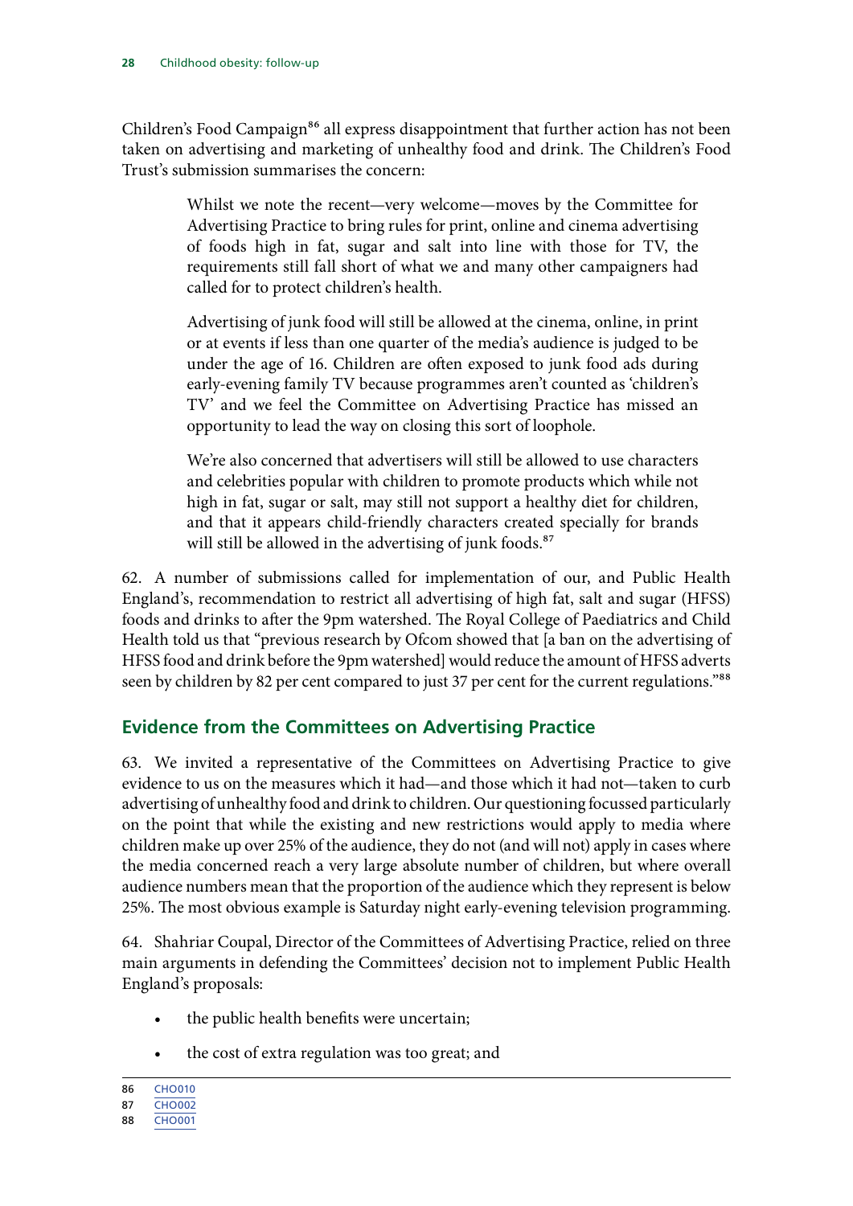Children's Food Campaign[86] all express disappointment that further action has not been taken on advertising and marketing of unhealthy food and drink. The Children's Food Trust's submission summarises the concern:

> Whilst we note the recent—very welcome—moves by the Committee for Advertising Practice to bring rules for print, online and cinema advertising of foods high in fat, sugar and salt into line with those for TV, the requirements still fall short of what we and many other campaigners had called for to protect children's health.
>
> Advertising of junk food will still be allowed at the cinema, online, in print or at events if less than one quarter of the media's audience is judged to be under the age of 16. Children are often exposed to junk food ads during early-evening family TV because programmes aren't counted as 'children's TV' and we feel the Committee on Advertising Practice has missed an opportunity to lead the way on closing this sort of loophole.
>
> We're also concerned that advertisers will still be allowed to use characters and celebrities popular with children to promote products which while not high in fat, sugar or salt, may still not support a healthy diet for children, and that it appears child-friendly characters created specially for brands will still be allowed in the advertising of junk foods.[87]

62. A number of submissions called for implementation of our, and Public Health England's, recommendation to restrict all advertising of high fat, salt and sugar (HFSS) foods and drinks to after the 9pm watershed. The Royal College of Paediatrics and Child Health told us that "previous research by Ofcom showed that [a ban on the advertising of HFSS food and drink before the 9pm watershed] would reduce the amount of HFSS adverts seen by children by 82 per cent compared to just 37 per cent for the current regulations."[88]

## Evidence from the Committees on Advertising Practice

63. We invited a representative of the Committees on Advertising Practice to give evidence to us on the measures which it had—and those which it had not—taken to curb advertising of unhealthy food and drink to children. Our questioning focussed particularly on the point that while the existing and new restrictions would apply to media where children make up over 25% of the audience, they do not (and will not) apply in cases where the media concerned reach a very large absolute number of children, but where overall audience numbers mean that the proportion of the audience which they represent is below 25%. The most obvious example is Saturday night early-evening television programming.

64. Shahriar Coupal, Director of the Committees of Advertising Practice, relied on three main arguments in defending the Committees' decision not to implement Public Health England's proposals:

- the public health benefits were uncertain;
- the cost of extra regulation was too great; and

86 CHO010
87 CHO002
88 CHO001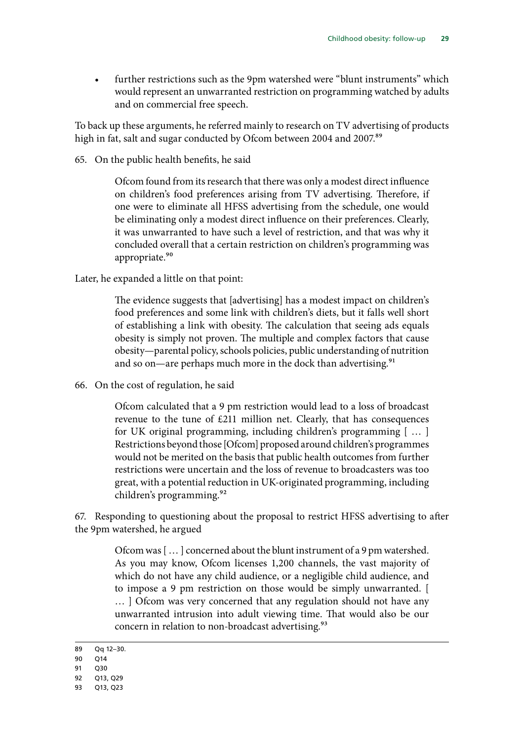- further restrictions such as the 9pm watershed were "blunt instruments" which would represent an unwarranted restriction on programming watched by adults and on commercial free speech.

To back up these arguments, he referred mainly to research on TV advertising of products high in fat, salt and sugar conducted by Ofcom between 2004 and 2007.[89]

65. On the public health benefits, he said

> Ofcom found from its research that there was only a modest direct influence on children's food preferences arising from TV advertising. Therefore, if one were to eliminate all HFSS advertising from the schedule, one would be eliminating only a modest direct influence on their preferences. Clearly, it was unwarranted to have such a level of restriction, and that was why it concluded overall that a certain restriction on children's programming was appropriate.[90]

Later, he expanded a little on that point:

> The evidence suggests that [advertising] has a modest impact on children's food preferences and some link with children's diets, but it falls well short of establishing a link with obesity. The calculation that seeing ads equals obesity is simply not proven. The multiple and complex factors that cause obesity—parental policy, schools policies, public understanding of nutrition and so on—are perhaps much more in the dock than advertising.[91]

66. On the cost of regulation, he said

> Ofcom calculated that a 9 pm restriction would lead to a loss of broadcast revenue to the tune of £211 million net. Clearly, that has consequences for UK original programming, including children's programming [ … ] Restrictions beyond those [Ofcom] proposed around children's programmes would not be merited on the basis that public health outcomes from further restrictions were uncertain and the loss of revenue to broadcasters was too great, with a potential reduction in UK-originated programming, including children's programming.[92]

67. Responding to questioning about the proposal to restrict HFSS advertising to after the 9pm watershed, he argued

> Ofcom was [ … ] concerned about the blunt instrument of a 9 pm watershed. As you may know, Ofcom licenses 1,200 channels, the vast majority of which do not have any child audience, or a negligible child audience, and to impose a 9 pm restriction on those would be simply unwarranted. [ … ] Ofcom was very concerned that any regulation should not have any unwarranted intrusion into adult viewing time. That would also be our concern in relation to non-broadcast advertising.[93]

---

89 Qq 12–30.

90 Q14

91 Q30

92 Q13, Q29

93 Q13, Q23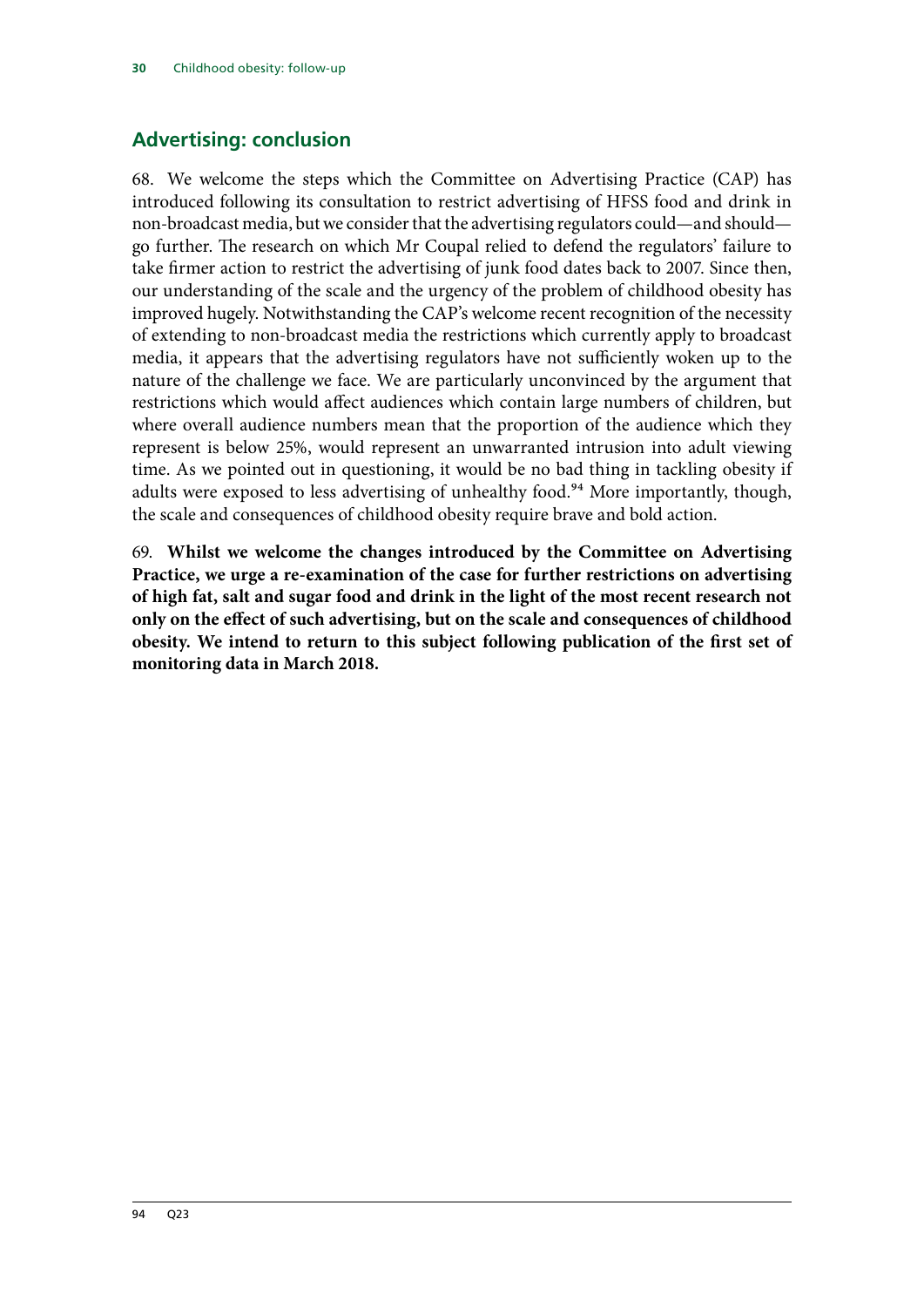## Advertising: conclusion

68. We welcome the steps which the Committee on Advertising Practice (CAP) has introduced following its consultation to restrict advertising of HFSS food and drink in non-broadcast media, but we consider that the advertising regulators could—and should—go further. The research on which Mr Coupal relied to defend the regulators' failure to take firmer action to restrict the advertising of junk food dates back to 2007. Since then, our understanding of the scale and the urgency of the problem of childhood obesity has improved hugely. Notwithstanding the CAP's welcome recent recognition of the necessity of extending to non-broadcast media the restrictions which currently apply to broadcast media, it appears that the advertising regulators have not sufficiently woken up to the nature of the challenge we face. We are particularly unconvinced by the argument that restrictions which would affect audiences which contain large numbers of children, but where overall audience numbers mean that the proportion of the audience which they represent is below 25%, would represent an unwarranted intrusion into adult viewing time. As we pointed out in questioning, it would be no bad thing in tackling obesity if adults were exposed to less advertising of unhealthy food.[94] More importantly, though, the scale and consequences of childhood obesity require brave and bold action.

69. **Whilst we welcome the changes introduced by the Committee on Advertising Practice, we urge a re-examination of the case for further restrictions on advertising of high fat, salt and sugar food and drink in the light of the most recent research not only on the effect of such advertising, but on the scale and consequences of childhood obesity. We intend to return to this subject following publication of the first set of monitoring data in March 2018.**

94 Q23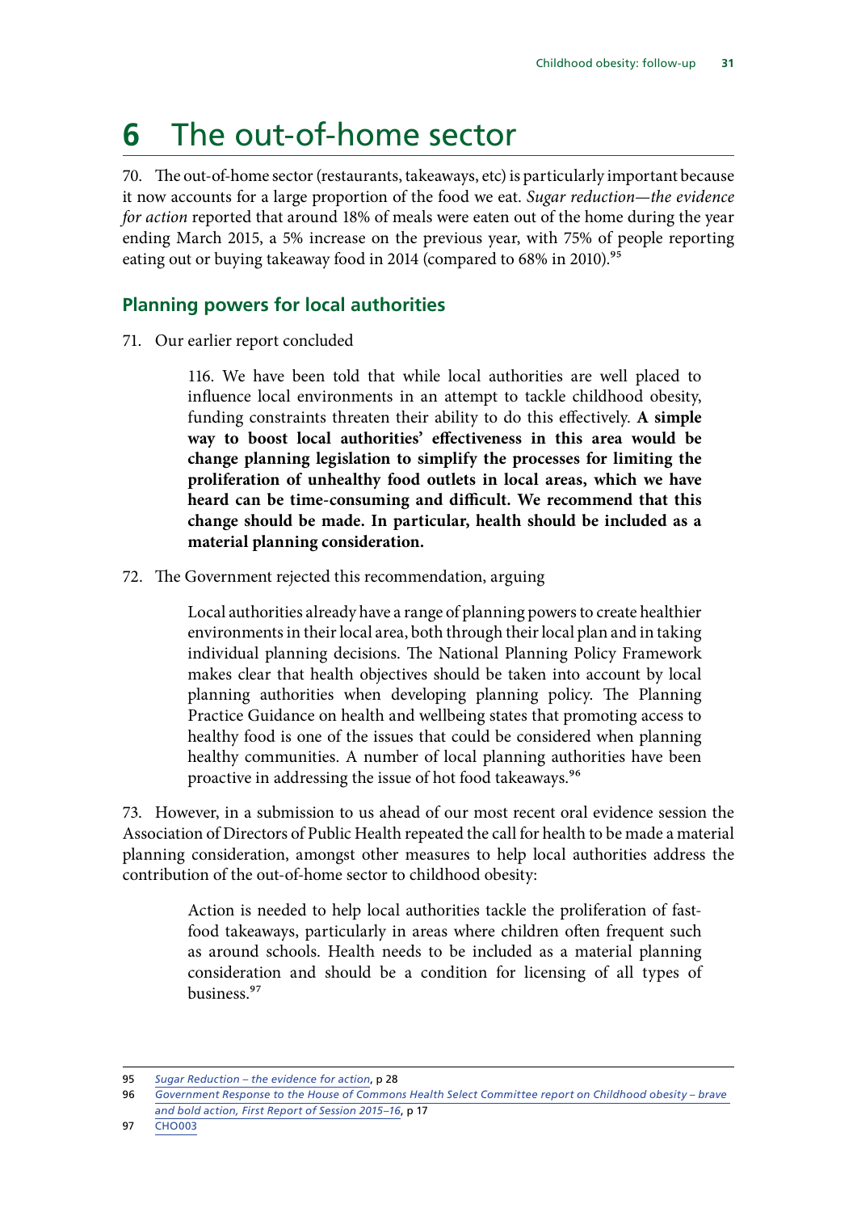# 6 The out-of-home sector

70. The out-of-home sector (restaurants, takeaways, etc) is particularly important because it now accounts for a large proportion of the food we eat. *Sugar reduction—the evidence for action* reported that around 18% of meals were eaten out of the home during the year ending March 2015, a 5% increase on the previous year, with 75% of people reporting eating out or buying takeaway food in 2014 (compared to 68% in 2010).[95]

## Planning powers for local authorities

71. Our earlier report concluded

> 116. We have been told that while local authorities are well placed to influence local environments in an attempt to tackle childhood obesity, funding constraints threaten their ability to do this effectively. **A simple way to boost local authorities' effectiveness in this area would be change planning legislation to simplify the processes for limiting the proliferation of unhealthy food outlets in local areas, which we have heard can be time-consuming and difficult. We recommend that this change should be made. In particular, health should be included as a material planning consideration.**

72. The Government rejected this recommendation, arguing

> Local authorities already have a range of planning powers to create healthier environments in their local area, both through their local plan and in taking individual planning decisions. The National Planning Policy Framework makes clear that health objectives should be taken into account by local planning authorities when developing planning policy. The Planning Practice Guidance on health and wellbeing states that promoting access to healthy food is one of the issues that could be considered when planning healthy communities. A number of local planning authorities have been proactive in addressing the issue of hot food takeaways.[96]

73. However, in a submission to us ahead of our most recent oral evidence session the Association of Directors of Public Health repeated the call for health to be made a material planning consideration, amongst other measures to help local authorities address the contribution of the out-of-home sector to childhood obesity:

> Action is needed to help local authorities tackle the proliferation of fast-food takeaways, particularly in areas where children often frequent such as around schools. Health needs to be included as a material planning consideration and should be a condition for licensing of all types of business.[97]

---

95 *Sugar Reduction – the evidence for action*, p 28

96 *Government Response to the House of Commons Health Select Committee report on Childhood obesity – brave and bold action, First Report of Session 2015–16*, p 17

97 CHO003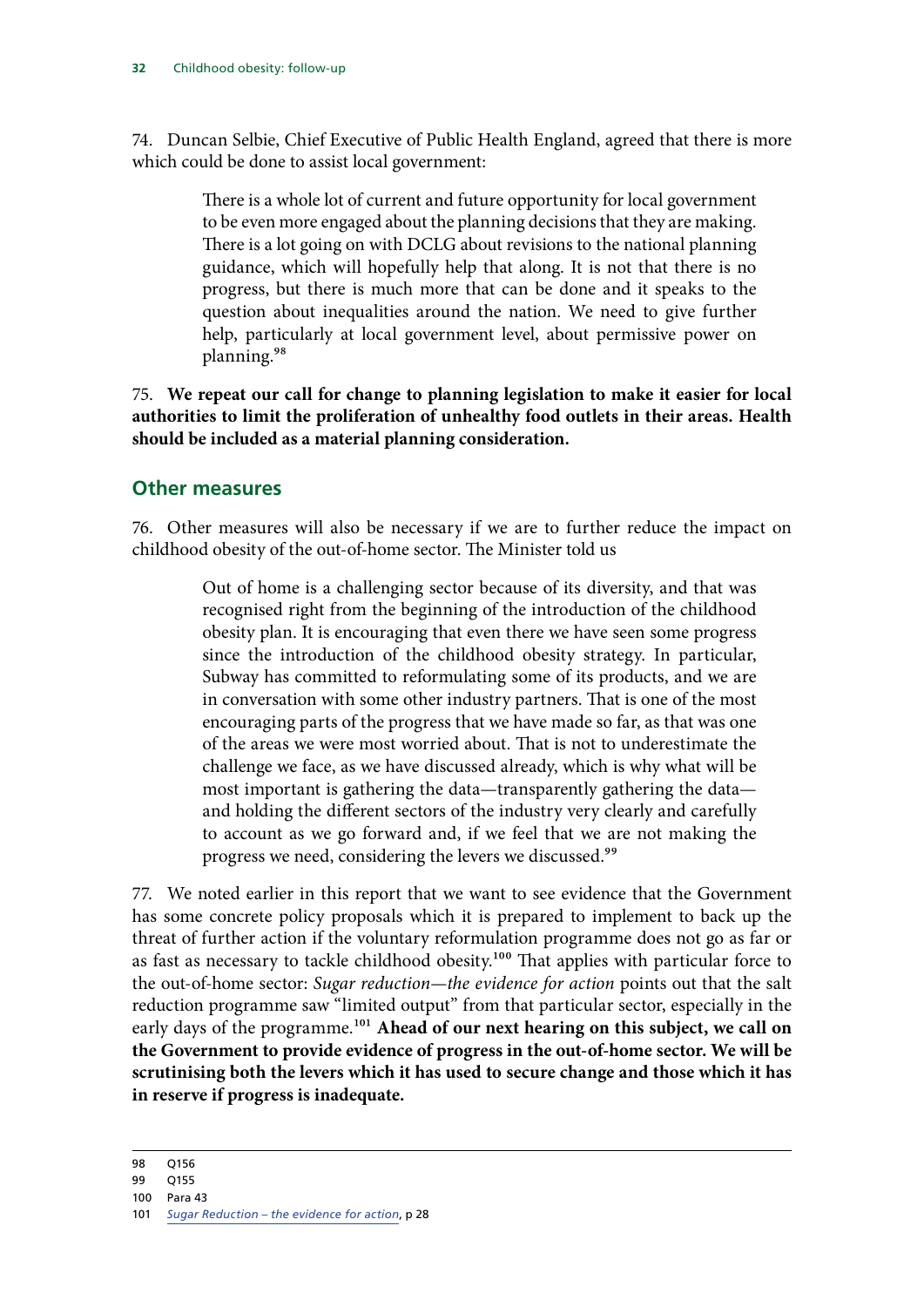74. Duncan Selbie, Chief Executive of Public Health England, agreed that there is more which could be done to assist local government:

> There is a whole lot of current and future opportunity for local government to be even more engaged about the planning decisions that they are making. There is a lot going on with DCLG about revisions to the national planning guidance, which will hopefully help that along. It is not that there is no progress, but there is much more that can be done and it speaks to the question about inequalities around the nation. We need to give further help, particularly at local government level, about permissive power on planning.[98]

75. **We repeat our call for change to planning legislation to make it easier for local authorities to limit the proliferation of unhealthy food outlets in their areas. Health should be included as a material planning consideration.**

## Other measures

76. Other measures will also be necessary if we are to further reduce the impact on childhood obesity of the out-of-home sector. The Minister told us

> Out of home is a challenging sector because of its diversity, and that was recognised right from the beginning of the introduction of the childhood obesity plan. It is encouraging that even there we have seen some progress since the introduction of the childhood obesity strategy. In particular, Subway has committed to reformulating some of its products, and we are in conversation with some other industry partners. That is one of the most encouraging parts of the progress that we have made so far, as that was one of the areas we were most worried about. That is not to underestimate the challenge we face, as we have discussed already, which is why what will be most important is gathering the data—transparently gathering the data—and holding the different sectors of the industry very clearly and carefully to account as we go forward and, if we feel that we are not making the progress we need, considering the levers we discussed.[99]

77. We noted earlier in this report that we want to see evidence that the Government has some concrete policy proposals which it is prepared to implement to back up the threat of further action if the voluntary reformulation programme does not go as far or as fast as necessary to tackle childhood obesity.[100] That applies with particular force to the out-of-home sector: *Sugar reduction—the evidence for action* points out that the salt reduction programme saw "limited output" from that particular sector, especially in the early days of the programme.[101] **Ahead of our next hearing on this subject, we call on the Government to provide evidence of progress in the out-of-home sector. We will be scrutinising both the levers which it has used to secure change and those which it has in reserve if progress is inadequate.**

98 Q156

99 Q155

100 Para 43

101 *Sugar Reduction – the evidence for action*, p 28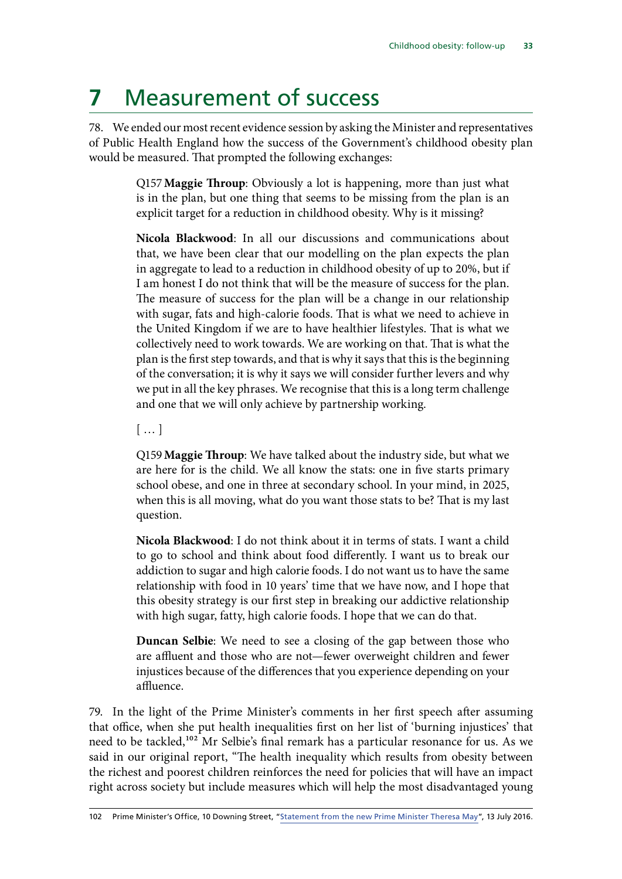# 7 Measurement of success

78. We ended our most recent evidence session by asking the Minister and representatives of Public Health England how the success of the Government's childhood obesity plan would be measured. That prompted the following exchanges:

> Q157 **Maggie Throup**: Obviously a lot is happening, more than just what is in the plan, but one thing that seems to be missing from the plan is an explicit target for a reduction in childhood obesity. Why is it missing?
>
> **Nicola Blackwood**: In all our discussions and communications about that, we have been clear that our modelling on the plan expects the plan in aggregate to lead to a reduction in childhood obesity of up to 20%, but if I am honest I do not think that will be the measure of success for the plan. The measure of success for the plan will be a change in our relationship with sugar, fats and high-calorie foods. That is what we need to achieve in the United Kingdom if we are to have healthier lifestyles. That is what we collectively need to work towards. We are working on that. That is what the plan is the first step towards, and that is why it says that this is the beginning of the conversation; it is why it says we will consider further levers and why we put in all the key phrases. We recognise that this is a long term challenge and one that we will only achieve by partnership working.
>
> [ … ]
>
> Q159 **Maggie Throup**: We have talked about the industry side, but what we are here for is the child. We all know the stats: one in five starts primary school obese, and one in three at secondary school. In your mind, in 2025, when this is all moving, what do you want those stats to be? That is my last question.
>
> **Nicola Blackwood**: I do not think about it in terms of stats. I want a child to go to school and think about food differently. I want us to break our addiction to sugar and high calorie foods. I do not want us to have the same relationship with food in 10 years' time that we have now, and I hope that this obesity strategy is our first step in breaking our addictive relationship with high sugar, fatty, high calorie foods. I hope that we can do that.
>
> **Duncan Selbie**: We need to see a closing of the gap between those who are affluent and those who are not—fewer overweight children and fewer injustices because of the differences that you experience depending on your affluence.

79. In the light of the Prime Minister's comments in her first speech after assuming that office, when she put health inequalities first on her list of 'burning injustices' that need to be tackled,[102] Mr Selbie's final remark has a particular resonance for us. As we said in our original report, "The health inequality which results from obesity between the richest and poorest children reinforces the need for policies that will have an impact right across society but include measures which will help the most disadvantaged young

102 Prime Minister's Office, 10 Downing Street, "Statement from the new Prime Minister Theresa May", 13 July 2016.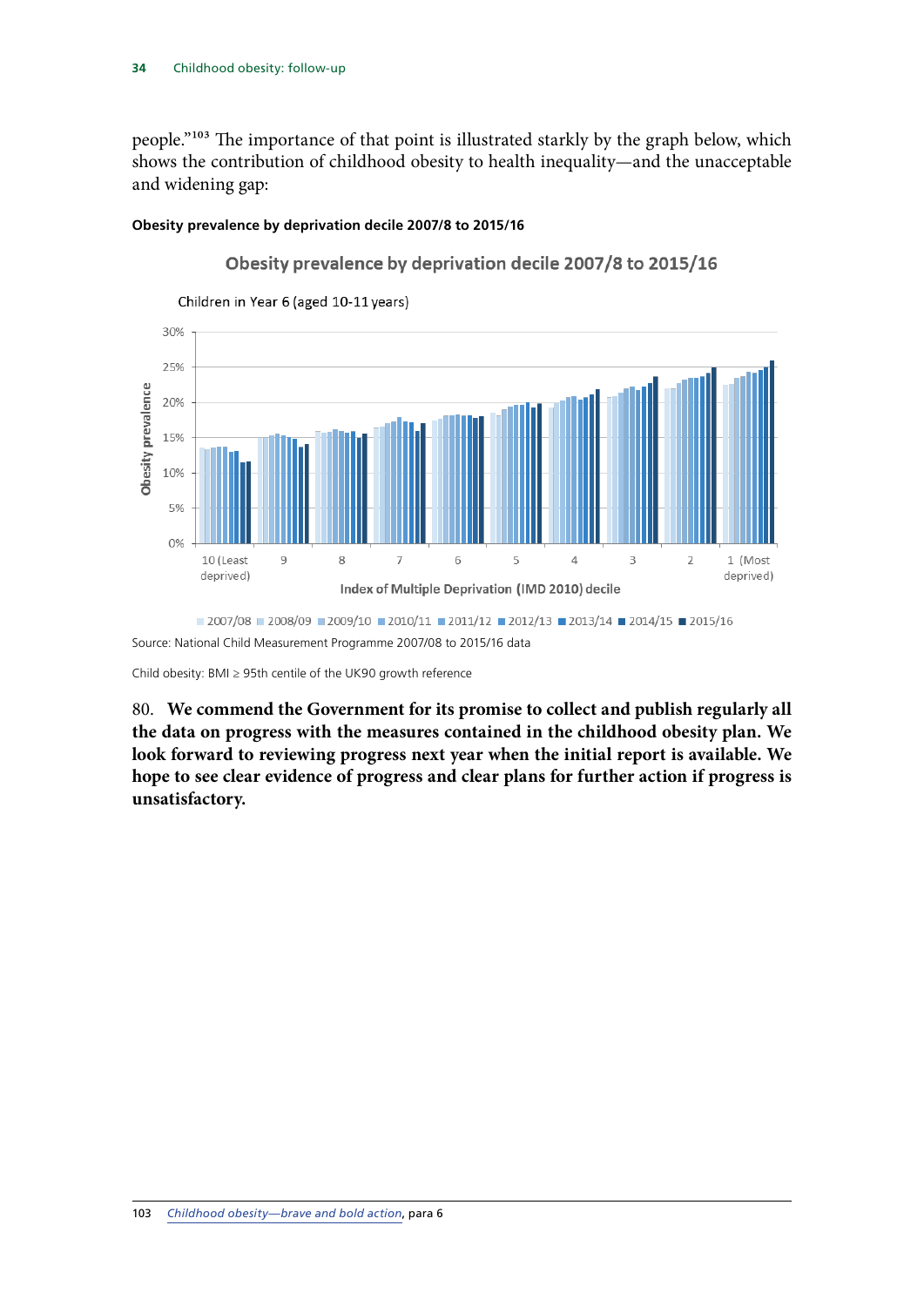people."[103] The importance of that point is illustrated starkly by the graph below, which shows the contribution of childhood obesity to health inequality—and the unacceptable and widening gap:

**Obesity prevalence by deprivation decile 2007/8 to 2015/16**

Source: National Child Measurement Programme 2007/08 to 2015/16 data

Child obesity: BMI ≥ 95th centile of the UK90 growth reference

80. **We commend the Government for its promise to collect and publish regularly all the data on progress with the measures contained in the childhood obesity plan. We look forward to reviewing progress next year when the initial report is available. We hope to see clear evidence of progress and clear plans for further action if progress is unsatisfactory.**

103 *Childhood obesity—brave and bold action*, para 6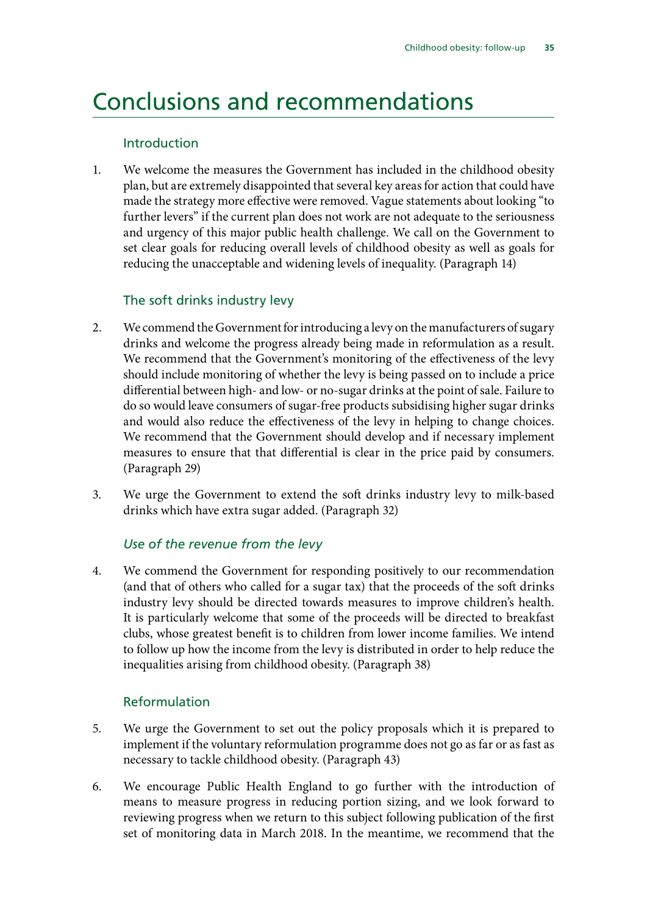# Conclusions and recommendations

## Introduction

1. We welcome the measures the Government has included in the childhood obesity plan, but are extremely disappointed that several key areas for action that could have made the strategy more effective were removed. Vague statements about looking "to further levers" if the current plan does not work are not adequate to the seriousness and urgency of this major public health challenge. We call on the Government to set clear goals for reducing overall levels of childhood obesity as well as goals for reducing the unacceptable and widening levels of inequality. (Paragraph 14)

## The soft drinks industry levy

2. We commend the Government for introducing a levy on the manufacturers of sugary drinks and welcome the progress already being made in reformulation as a result. We recommend that the Government's monitoring of the effectiveness of the levy should include monitoring of whether the levy is being passed on to include a price differential between high- and low- or no-sugar drinks at the point of sale. Failure to do so would leave consumers of sugar-free products subsidising higher sugar drinks and would also reduce the effectiveness of the levy in helping to change choices. We recommend that the Government should develop and if necessary implement measures to ensure that that differential is clear in the price paid by consumers. (Paragraph 29)

3. We urge the Government to extend the soft drinks industry levy to milk-based drinks which have extra sugar added. (Paragraph 32)

### *Use of the revenue from the levy*

4. We commend the Government for responding positively to our recommendation (and that of others who called for a sugar tax) that the proceeds of the soft drinks industry levy should be directed towards measures to improve children's health. It is particularly welcome that some of the proceeds will be directed to breakfast clubs, whose greatest benefit is to children from lower income families. We intend to follow up how the income from the levy is distributed in order to help reduce the inequalities arising from childhood obesity. (Paragraph 38)

## Reformulation

5. We urge the Government to set out the policy proposals which it is prepared to implement if the voluntary reformulation programme does not go as far or as fast as necessary to tackle childhood obesity. (Paragraph 43)

6. We encourage Public Health England to go further with the introduction of means to measure progress in reducing portion sizing, and we look forward to reviewing progress when we return to this subject following publication of the first set of monitoring data in March 2018. In the meantime, we recommend that the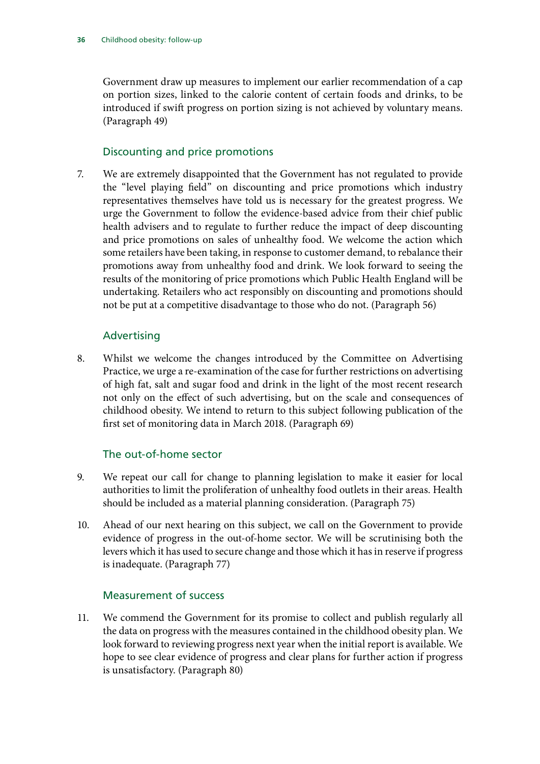Government draw up measures to implement our earlier recommendation of a cap on portion sizes, linked to the calorie content of certain foods and drinks, to be introduced if swift progress on portion sizing is not achieved by voluntary means. (Paragraph 49)

### Discounting and price promotions

7. We are extremely disappointed that the Government has not regulated to provide the "level playing field" on discounting and price promotions which industry representatives themselves have told us is necessary for the greatest progress. We urge the Government to follow the evidence-based advice from their chief public health advisers and to regulate to further reduce the impact of deep discounting and price promotions on sales of unhealthy food. We welcome the action which some retailers have been taking, in response to customer demand, to rebalance their promotions away from unhealthy food and drink. We look forward to seeing the results of the monitoring of price promotions which Public Health England will be undertaking. Retailers who act responsibly on discounting and promotions should not be put at a competitive disadvantage to those who do not. (Paragraph 56)

### Advertising

8. Whilst we welcome the changes introduced by the Committee on Advertising Practice, we urge a re-examination of the case for further restrictions on advertising of high fat, salt and sugar food and drink in the light of the most recent research not only on the effect of such advertising, but on the scale and consequences of childhood obesity. We intend to return to this subject following publication of the first set of monitoring data in March 2018. (Paragraph 69)

### The out-of-home sector

9. We repeat our call for change to planning legislation to make it easier for local authorities to limit the proliferation of unhealthy food outlets in their areas. Health should be included as a material planning consideration. (Paragraph 75)

10. Ahead of our next hearing on this subject, we call on the Government to provide evidence of progress in the out-of-home sector. We will be scrutinising both the levers which it has used to secure change and those which it has in reserve if progress is inadequate. (Paragraph 77)

### Measurement of success

11. We commend the Government for its promise to collect and publish regularly all the data on progress with the measures contained in the childhood obesity plan. We look forward to reviewing progress next year when the initial report is available. We hope to see clear evidence of progress and clear plans for further action if progress is unsatisfactory. (Paragraph 80)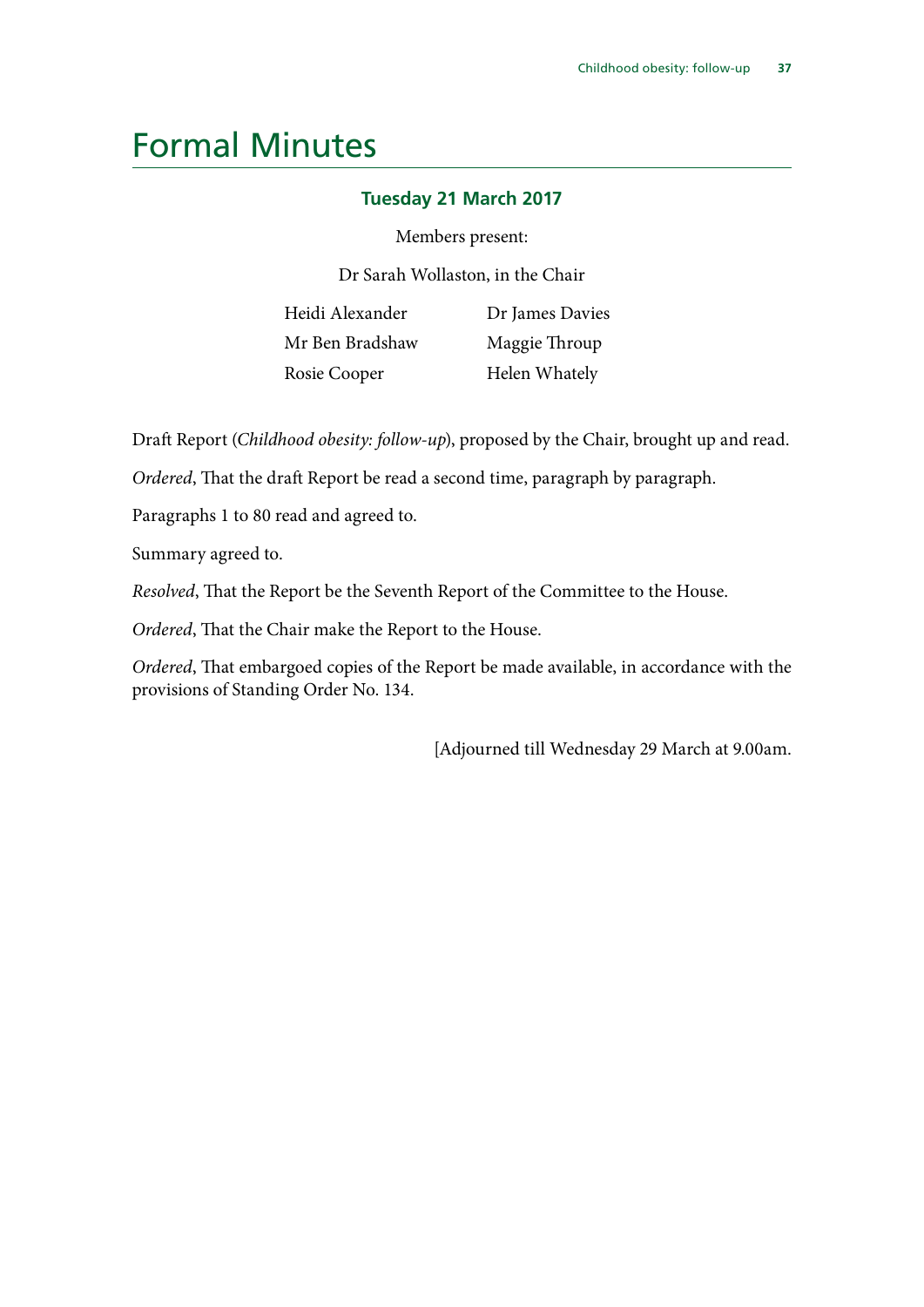# Formal Minutes

**Tuesday 21 March 2017**

Members present:

Dr Sarah Wollaston, in the Chair

Heidi Alexander
Mr Ben Bradshaw
Rosie Cooper
Dr James Davies
Maggie Throup
Helen Whately

Draft Report (*Childhood obesity: follow-up*), proposed by the Chair, brought up and read.

*Ordered*, That the draft Report be read a second time, paragraph by paragraph.

Paragraphs 1 to 80 read and agreed to.

Summary agreed to.

*Resolved*, That the Report be the Seventh Report of the Committee to the House.

*Ordered*, That the Chair make the Report to the House.

*Ordered*, That embargoed copies of the Report be made available, in accordance with the provisions of Standing Order No. 134.

[Adjourned till Wednesday 29 March at 9.00am.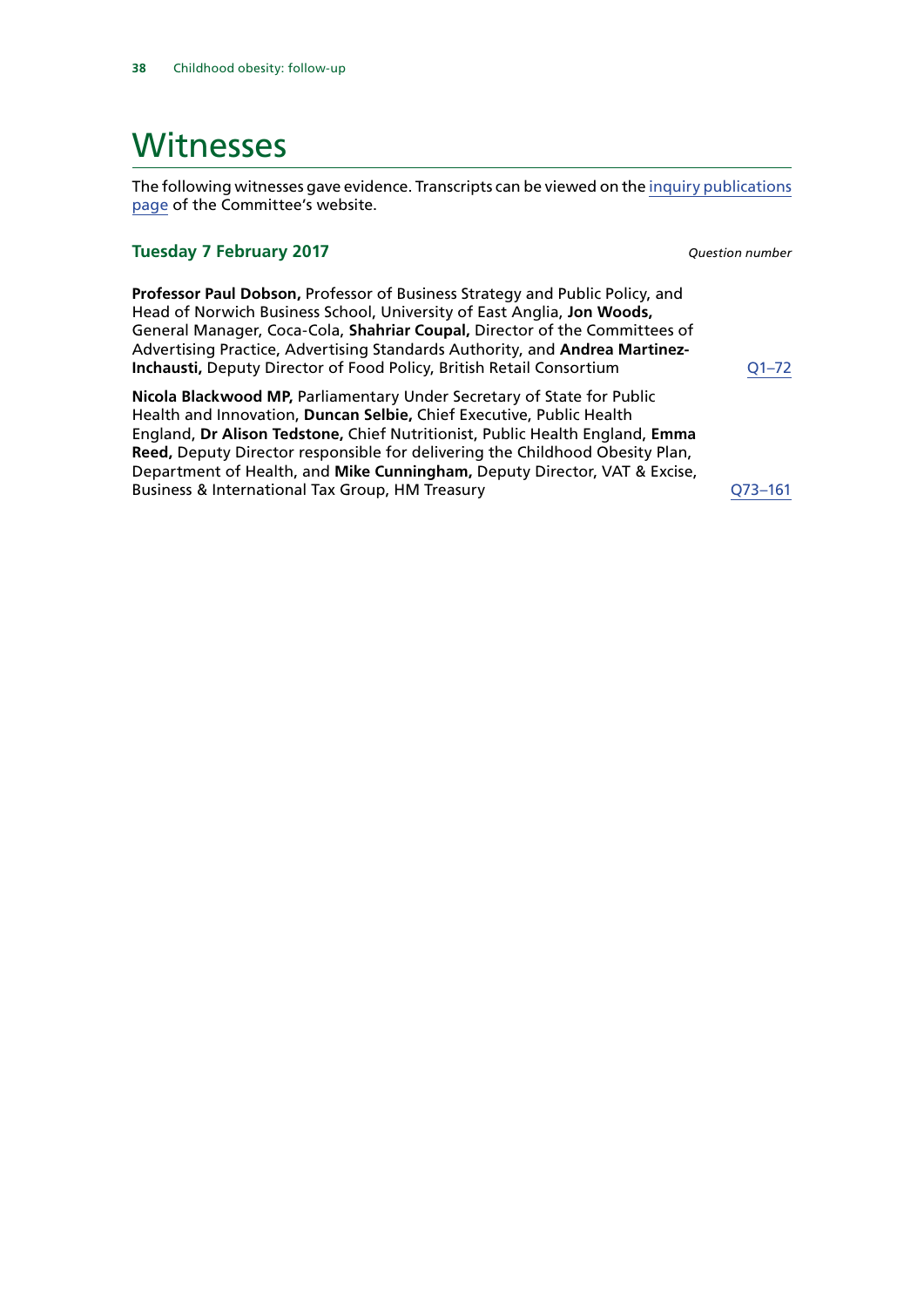# Witnesses

The following witnesses gave evidence. Transcripts can be viewed on the inquiry publications page of the Committee's website.

### Tuesday 7 February 2017

| | *Question number* |
|---|---|
| **Professor Paul Dobson,** Professor of Business Strategy and Public Policy, and Head of Norwich Business School, University of East Anglia, **Jon Woods,** General Manager, Coca-Cola, **Shahriar Coupal,** Director of the Committees of Advertising Practice, Advertising Standards Authority, and **Andrea Martinez-Inchausti,** Deputy Director of Food Policy, British Retail Consortium | Q1–72 |
| **Nicola Blackwood MP,** Parliamentary Under Secretary of State for Public Health and Innovation, **Duncan Selbie,** Chief Executive, Public Health England, **Dr Alison Tedstone,** Chief Nutritionist, Public Health England, **Emma Reed,** Deputy Director responsible for delivering the Childhood Obesity Plan, Department of Health, and **Mike Cunningham,** Deputy Director, VAT & Excise, Business & International Tax Group, HM Treasury | Q73–161 |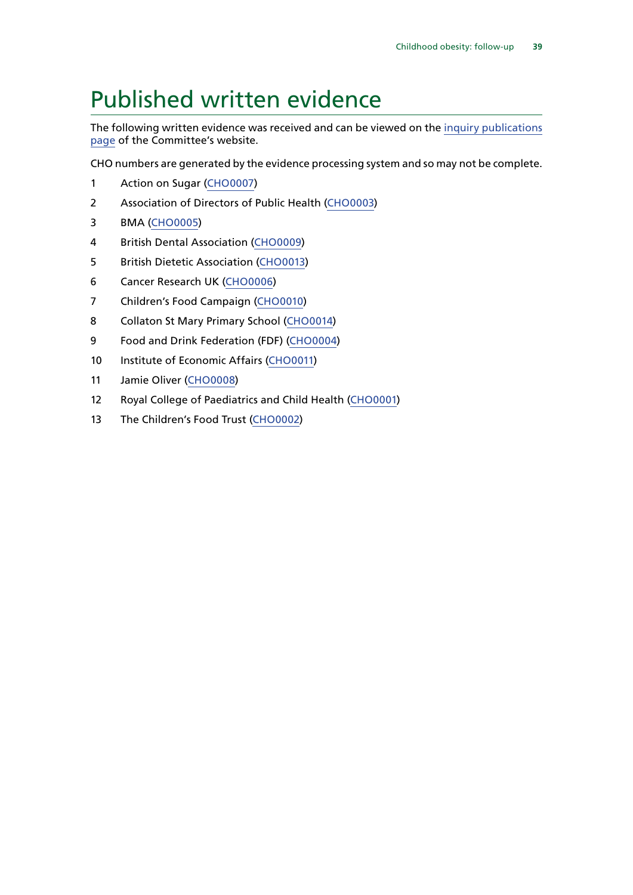# Published written evidence

The following written evidence was received and can be viewed on the inquiry publications page of the Committee's website.

CHO numbers are generated by the evidence processing system and so may not be complete.

1. Action on Sugar (CHO0007)
2. Association of Directors of Public Health (CHO0003)
3. BMA (CHO0005)
4. British Dental Association (CHO0009)
5. British Dietetic Association (CHO0013)
6. Cancer Research UK (CHO0006)
7. Children's Food Campaign (CHO0010)
8. Collaton St Mary Primary School (CHO0014)
9. Food and Drink Federation (FDF) (CHO0004)
10. Institute of Economic Affairs (CHO0011)
11. Jamie Oliver (CHO0008)
12. Royal College of Paediatrics and Child Health (CHO0001)
13. The Children's Food Trust (CHO0002)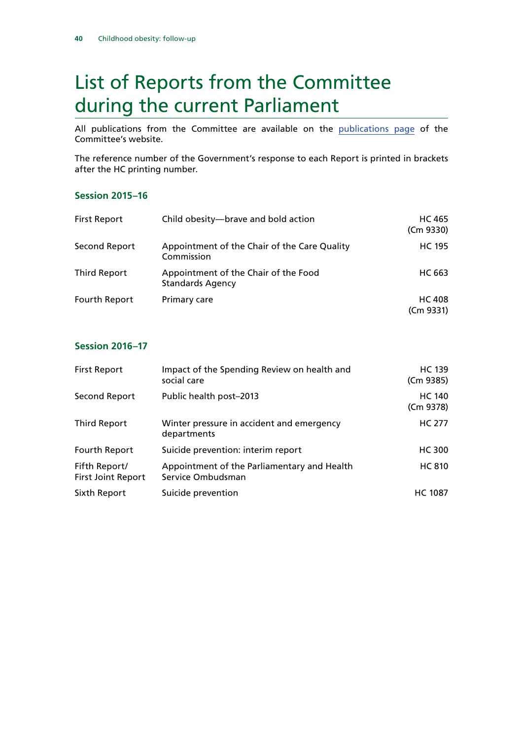# List of Reports from the Committee during the current Parliament

All publications from the Committee are available on the publications page of the Committee's website.

The reference number of the Government's response to each Report is printed in brackets after the HC printing number.

### Session 2015–16

| | | |
|---|---|---|
| First Report | Child obesity—brave and bold action | HC 465 (Cm 9330) |
| Second Report | Appointment of the Chair of the Care Quality Commission | HC 195 |
| Third Report | Appointment of the Chair of the Food Standards Agency | HC 663 |
| Fourth Report | Primary care | HC 408 (Cm 9331) |

### Session 2016–17

| | | |
|---|---|---|
| First Report | Impact of the Spending Review on health and social care | HC 139 (Cm 9385) |
| Second Report | Public health post–2013 | HC 140 (Cm 9378) |
| Third Report | Winter pressure in accident and emergency departments | HC 277 |
| Fourth Report | Suicide prevention: interim report | HC 300 |
| Fifth Report/ First Joint Report | Appointment of the Parliamentary and Health Service Ombudsman | HC 810 |
| Sixth Report | Suicide prevention | HC 1087 |